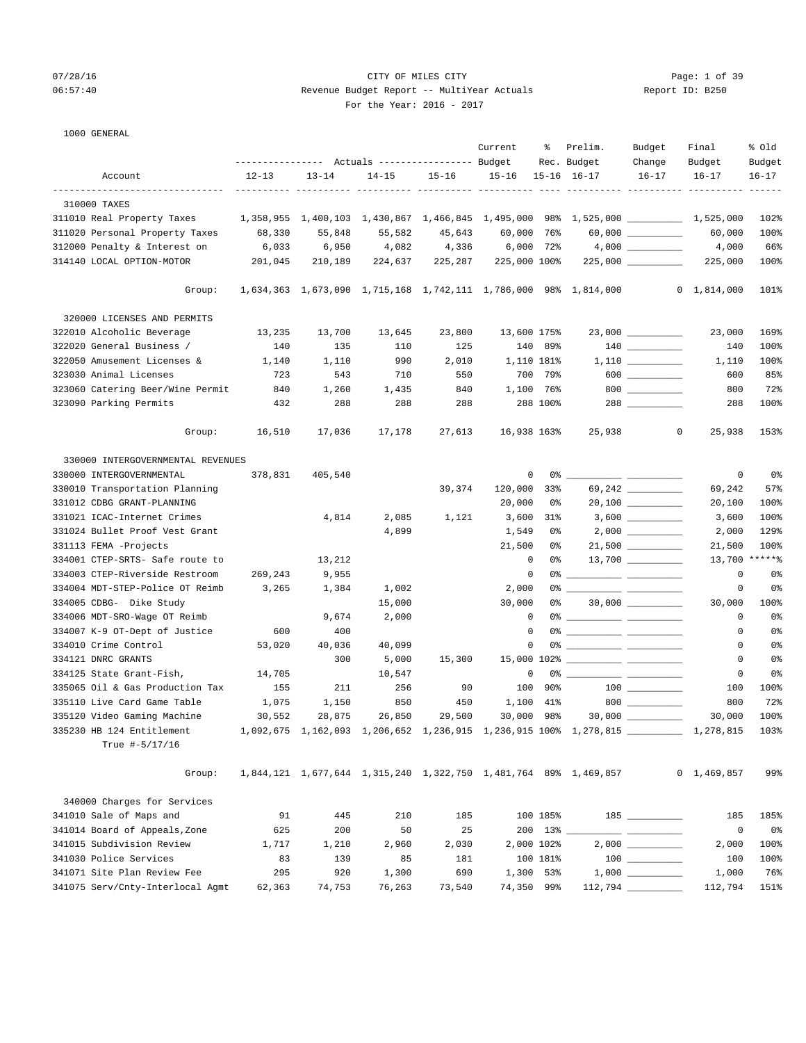CITY OF MILES CITY

Revenue Budget Report -- MultiYear Actuals

Report ID: B250

For the Year: 2016 - 2017

07/28/16 06:57:40

1000 GENERAL

| Account | 12-13 | 13-14 | 14-15 | 15-16 | Current Budget 15-16 | % Rec. 15-16 | Prelim. Budget 16-17 | Budget Change 16-17 | Final Budget 16-17 | % Old Budget 16-17 |
|---|---|---|---|---|---|---|---|---|---|---|
| **310000 TAXES** | | | | | | | | | | |
| 311010 Real Property Taxes | 1,358,955 | 1,400,103 | 1,430,867 | 1,466,845 | 1,495,000 | 98% | 1,525,000 | | 1,525,000 | 102% |
| 311020 Personal Property Taxes | 68,330 | 55,848 | 55,582 | 45,643 | 60,000 | 76% | 60,000 | | 60,000 | 100% |
| 312000 Penalty & Interest on | 6,033 | 6,950 | 4,082 | 4,336 | 6,000 | 72% | 4,000 | | 4,000 | 66% |
| 314140 LOCAL OPTION-MOTOR | 201,045 | 210,189 | 224,637 | 225,287 | 225,000 | 100% | 225,000 | | 225,000 | 100% |
| Group: | 1,634,363 | 1,673,090 | 1,715,168 | 1,742,111 | 1,786,000 | 98% | 1,814,000 | 0 | 1,814,000 | 101% |
| **320000 LICENSES AND PERMITS** | | | | | | | | | | |
| 322010 Alcoholic Beverage | 13,235 | 13,700 | 13,645 | 23,800 | 13,600 | 175% | 23,000 | | 23,000 | 169% |
| 322020 General Business / | 140 | 135 | 110 | 125 | 140 | 89% | 140 | | 140 | 100% |
| 322050 Amusement Licenses & | 1,140 | 1,110 | 990 | 2,010 | 1,110 | 181% | 1,110 | | 1,110 | 100% |
| 323030 Animal Licenses | 723 | 543 | 710 | 550 | 700 | 79% | 600 | | 600 | 85% |
| 323060 Catering Beer/Wine Permit | 840 | 1,260 | 1,435 | 840 | 1,100 | 76% | 800 | | 800 | 72% |
| 323090 Parking Permits | 432 | 288 | 288 | 288 | 288 | 100% | 288 | | 288 | 100% |
| Group: | 16,510 | 17,036 | 17,178 | 27,613 | 16,938 | 163% | 25,938 | 0 | 25,938 | 153% |
| **330000 INTERGOVERNMENTAL REVENUES** | | | | | | | | | | |
| 330000 INTERGOVERNMENTAL | 378,831 | 405,540 | | | 0 | 0% | | | 0 | 0% |
| 330010 Transportation Planning | | | | 39,374 | 120,000 | 33% | 69,242 | | 69,242 | 57% |
| 331012 CDBG GRANT-PLANNING | | | | | 20,000 | 0% | 20,100 | | 20,100 | 100% |
| 331021 ICAC-Internet Crimes | | 4,814 | 2,085 | 1,121 | 3,600 | 31% | 3,600 | | 3,600 | 100% |
| 331024 Bullet Proof Vest Grant | | | 4,899 | | 1,549 | 0% | 2,000 | | 2,000 | 129% |
| 331113 FEMA -Projects | | | | | 21,500 | 0% | 21,500 | | 21,500 | 100% |
| 334001 CTEP-SRTS- Safe route to | | 13,212 | | | 0 | 0% | 13,700 | | 13,700 | *****% |
| 334003 CTEP-Riverside Restroom | 269,243 | 9,955 | | | 0 | 0% | | | 0 | 0% |
| 334004 MDT-STEP-Police OT Reimb | 3,265 | 1,384 | 1,002 | | 2,000 | 0% | | | 0 | 0% |
| 334005 CDBG- Dike Study | | | 15,000 | | 30,000 | 0% | 30,000 | | 30,000 | 100% |
| 334006 MDT-SRO-Wage OT Reimb | | 9,674 | 2,000 | | 0 | 0% | | | 0 | 0% |
| 334007 K-9 OT-Dept of Justice | 600 | 400 | | | 0 | 0% | | | 0 | 0% |
| 334010 Crime Control | 53,020 | 40,036 | 40,099 | | 0 | 0% | | | 0 | 0% |
| 334121 DNRC GRANTS | | 300 | 5,000 | 15,300 | 15,000 | 102% | | | 0 | 0% |
| 334125 State Grant-Fish, | 14,705 | | 10,547 | | 0 | 0% | | | 0 | 0% |
| 335065 Oil & Gas Production Tax | 155 | 211 | 256 | 90 | 100 | 90% | 100 | | 100 | 100% |
| 335110 Live Card Game Table | 1,075 | 1,150 | 850 | 450 | 1,100 | 41% | 800 | | 800 | 72% |
| 335120 Video Gaming Machine | 30,552 | 28,875 | 26,850 | 29,500 | 30,000 | 98% | 30,000 | | 30,000 | 100% |
| 335230 HB 124 Entitlement True #-5/17/16 | 1,092,675 | 1,162,093 | 1,206,652 | 1,236,915 | 1,236,915 | 100% | 1,278,815 | | 1,278,815 | 103% |
| Group: | 1,844,121 | 1,677,644 | 1,315,240 | 1,322,750 | 1,481,764 | 89% | 1,469,857 | 0 | 1,469,857 | 99% |
| **340000 Charges for Services** | | | | | | | | | | |
| 341010 Sale of Maps and | 91 | 445 | 210 | 185 | 100 | 185% | 185 | | 185 | 185% |
| 341014 Board of Appeals,Zone | 625 | 200 | 50 | 25 | 200 | 13% | | | 0 | 0% |
| 341015 Subdivision Review | 1,717 | 1,210 | 2,960 | 2,030 | 2,000 | 102% | 2,000 | | 2,000 | 100% |
| 341030 Police Services | 83 | 139 | 85 | 181 | 100 | 181% | 100 | | 100 | 100% |
| 341071 Site Plan Review Fee | 295 | 920 | 1,300 | 690 | 1,300 | 53% | 1,000 | | 1,000 | 76% |
| 341075 Serv/Cnty-Interlocal Agmt | 62,363 | 74,753 | 76,263 | 73,540 | 74,350 | 99% | 112,794 | | 112,794 | 151% |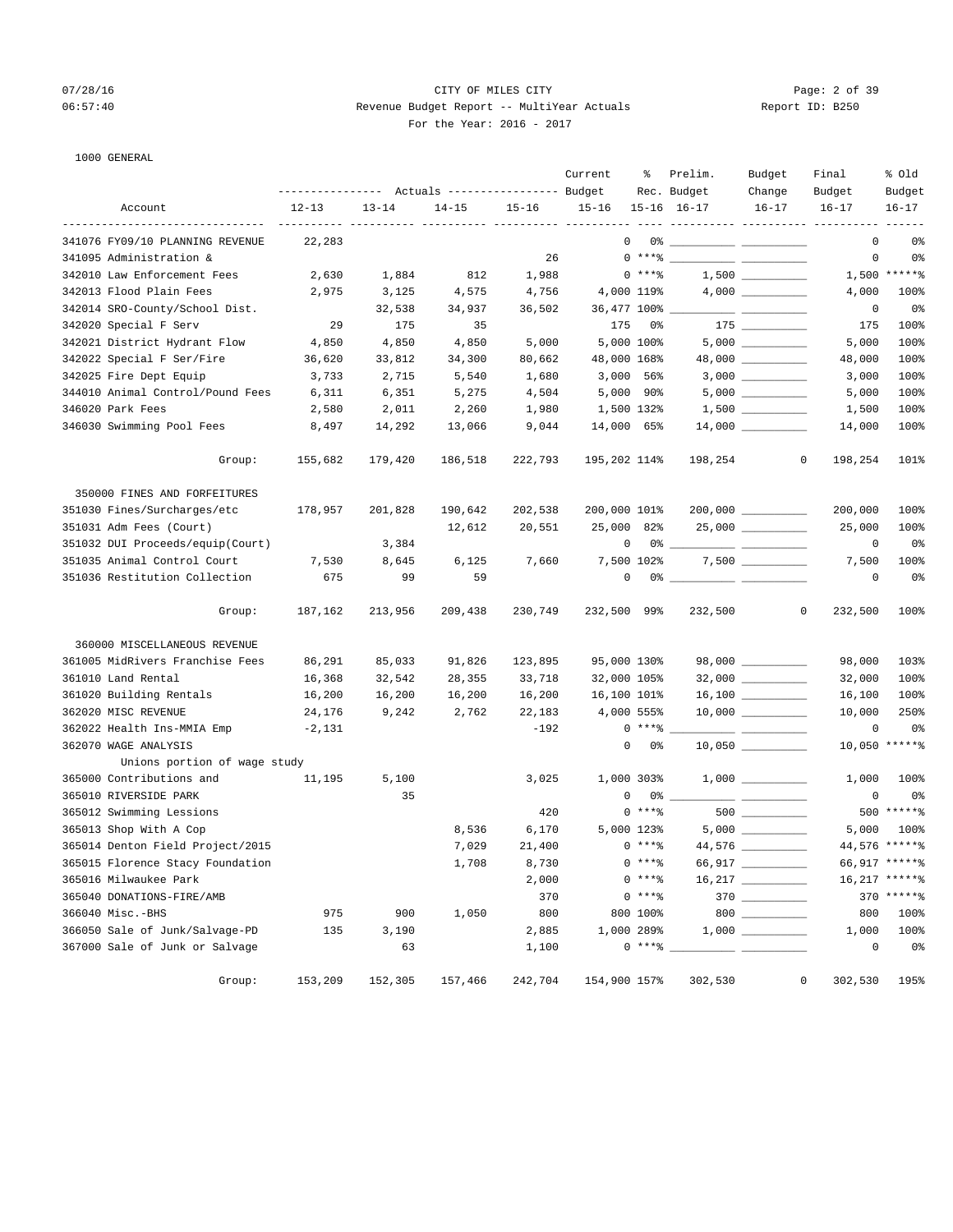07/28/16 CITY OF MILES CITY
06:57:40 Revenue Budget Report -- MultiYear Actuals Report ID: B250
For the Year: 2016 - 2017

1000 GENERAL

| Account | Actuals 12-13 | Actuals 13-14 | Actuals 14-15 | Actuals 15-16 | Current Budget 15-16 | % Rec. 15-16 | Prelim. Budget 16-17 | Budget Change 16-17 | Final Budget 16-17 | % Old Budget 16-17 |
|---|---|---|---|---|---|---|---|---|---|---|
| 341076 FY09/10 PLANNING REVENUE | 22,283 | | | | 0 | 0% | __________ | __________ | 0 | 0% |
| 341095 Administration & | | | | 26 | 0 | ***% | __________ | __________ | 0 | 0% |
| 342010 Law Enforcement Fees | 2,630 | 1,884 | 812 | 1,988 | 0 | ***% | 1,500 | __________ | 1,500 | *****% |
| 342013 Flood Plain Fees | 2,975 | 3,125 | 4,575 | 4,756 | 4,000 | 119% | 4,000 | __________ | 4,000 | 100% |
| 342014 SRO-County/School Dist. | | 32,538 | 34,937 | 36,502 | 36,477 | 100% | __________ | __________ | 0 | 0% |
| 342020 Special F Serv | 29 | 175 | 35 | | 175 | 0% | 175 | __________ | 175 | 100% |
| 342021 District Hydrant Flow | 4,850 | 4,850 | 4,850 | 5,000 | 5,000 | 100% | 5,000 | __________ | 5,000 | 100% |
| 342022 Special F Ser/Fire | 36,620 | 33,812 | 34,300 | 80,662 | 48,000 | 168% | 48,000 | __________ | 48,000 | 100% |
| 342025 Fire Dept Equip | 3,733 | 2,715 | 5,540 | 1,680 | 3,000 | 56% | 3,000 | __________ | 3,000 | 100% |
| 344010 Animal Control/Pound Fees | 6,311 | 6,351 | 5,275 | 4,504 | 5,000 | 90% | 5,000 | __________ | 5,000 | 100% |
| 346020 Park Fees | 2,580 | 2,011 | 2,260 | 1,980 | 1,500 | 132% | 1,500 | __________ | 1,500 | 100% |
| 346030 Swimming Pool Fees | 8,497 | 14,292 | 13,066 | 9,044 | 14,000 | 65% | 14,000 | __________ | 14,000 | 100% |
| Group: | 155,682 | 179,420 | 186,518 | 222,793 | 195,202 | 114% | 198,254 | 0 | 198,254 | 101% |
| 350000 FINES AND FORFEITURES | | | | | | | | | | |
| 351030 Fines/Surcharges/etc | 178,957 | 201,828 | 190,642 | 202,538 | 200,000 | 101% | 200,000 | __________ | 200,000 | 100% |
| 351031 Adm Fees (Court) | | | 12,612 | 20,551 | 25,000 | 82% | 25,000 | __________ | 25,000 | 100% |
| 351032 DUI Proceeds/equip(Court) | | 3,384 | | | 0 | 0% | __________ | __________ | 0 | 0% |
| 351035 Animal Control Court | 7,530 | 8,645 | 6,125 | 7,660 | 7,500 | 102% | 7,500 | __________ | 7,500 | 100% |
| 351036 Restitution Collection | 675 | 99 | 59 | | 0 | 0% | __________ | __________ | 0 | 0% |
| Group: | 187,162 | 213,956 | 209,438 | 230,749 | 232,500 | 99% | 232,500 | 0 | 232,500 | 100% |
| 360000 MISCELLANEOUS REVENUE | | | | | | | | | | |
| 361005 MidRivers Franchise Fees | 86,291 | 85,033 | 91,826 | 123,895 | 95,000 | 130% | 98,000 | __________ | 98,000 | 103% |
| 361010 Land Rental | 16,368 | 32,542 | 28,355 | 33,718 | 32,000 | 105% | 32,000 | __________ | 32,000 | 100% |
| 361020 Building Rentals | 16,200 | 16,200 | 16,200 | 16,200 | 16,100 | 101% | 16,100 | __________ | 16,100 | 100% |
| 362020 MISC REVENUE | 24,176 | 9,242 | 2,762 | 22,183 | 4,000 | 555% | 10,000 | __________ | 10,000 | 250% |
| 362022 Health Ins-MMIA Emp | -2,131 | | | -192 | 0 | ***% | __________ | __________ | 0 | 0% |
| 362070 WAGE ANALYSIS<br>Unions portion of wage study | | | | | 0 | 0% | 10,050 | __________ | 10,050 | *****% |
| 365000 Contributions and | 11,195 | 5,100 | | 3,025 | 1,000 | 303% | 1,000 | __________ | 1,000 | 100% |
| 365010 RIVERSIDE PARK | | 35 | | | 0 | 0% | __________ | __________ | 0 | 0% |
| 365012 Swimming Lessions | | | | 420 | 0 | ***% | 500 | __________ | 500 | *****% |
| 365013 Shop With A Cop | | | 8,536 | 6,170 | 5,000 | 123% | 5,000 | __________ | 5,000 | 100% |
| 365014 Denton Field Project/2015 | | | 7,029 | 21,400 | 0 | ***% | 44,576 | __________ | 44,576 | *****% |
| 365015 Florence Stacy Foundation | | | 1,708 | 8,730 | 0 | ***% | 66,917 | __________ | 66,917 | *****% |
| 365016 Milwaukee Park | | | | 2,000 | 0 | ***% | 16,217 | __________ | 16,217 | *****% |
| 365040 DONATIONS-FIRE/AMB | | | | 370 | 0 | ***% | 370 | __________ | 370 | *****% |
| 366040 Misc.-BHS | 975 | 900 | 1,050 | 800 | 800 | 100% | 800 | __________ | 800 | 100% |
| 366050 Sale of Junk/Salvage-PD | 135 | 3,190 | | 2,885 | 1,000 | 289% | 1,000 | __________ | 1,000 | 100% |
| 367000 Sale of Junk or Salvage | | 63 | | 1,100 | 0 | ***% | __________ | __________ | 0 | 0% |
| Group: | 153,209 | 152,305 | 157,466 | 242,704 | 154,900 | 157% | 302,530 | 0 | 302,530 | 195% |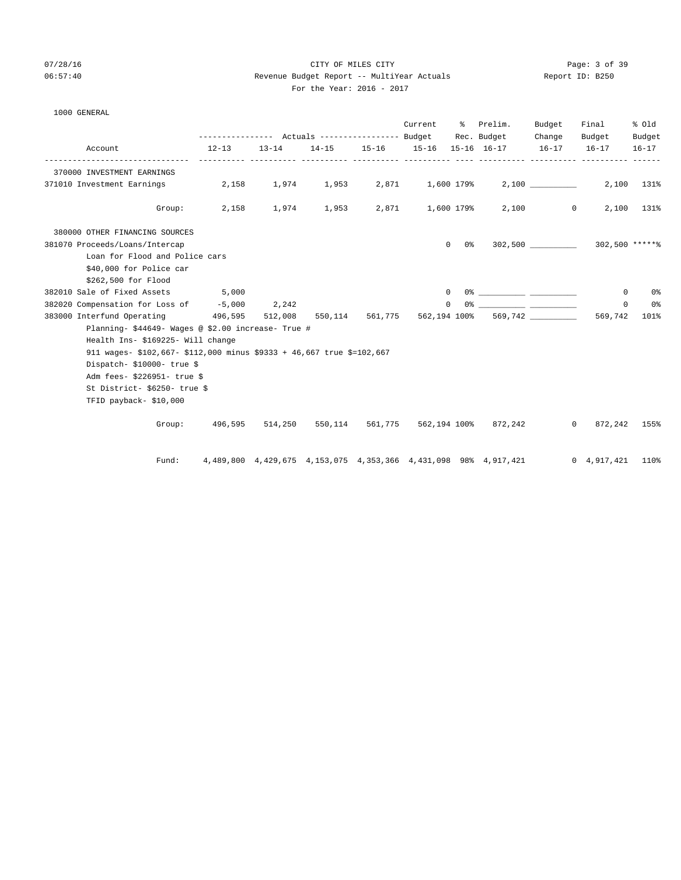CITY OF MILES CITY

Revenue Budget Report -- MultiYear Actuals

For the Year: 2016 - 2017

1000 GENERAL

| Account | Actuals 12-13 | Actuals 13-14 | Actuals 14-15 | Actuals 15-16 | Current Budget 15-16 | % Rec. 15-16 | Prelim. Budget 16-17 | Budget Change 16-17 | Final Budget 16-17 | % Old Budget 16-17 |
|---|---|---|---|---|---|---|---|---|---|---|
| 370000 INVESTMENT EARNINGS | | | | | | | | | | |
| 371010 Investment Earnings | 2,158 | 1,974 | 1,953 | 2,871 | 1,600 | 179% | 2,100 | __________ | 2,100 | 131% |
| Group: | 2,158 | 1,974 | 1,953 | 2,871 | 1,600 | 179% | 2,100 | 0 | 2,100 | 131% |
| 380000 OTHER FINANCING SOURCES | | | | | | | | | | |
| 381070 Proceeds/Loans/Intercap | | | | | 0 | 0% | 302,500 | __________ | 302,500 | *****% |
| Loan for Flood and Police cars<br>$40,000 for Police car<br>$262,500 for Flood | | | | | | | | | | |
| 382010 Sale of Fixed Assets | 5,000 | | | | 0 | 0% | __________ | __________ | 0 | 0% |
| 382020 Compensation for Loss of | -5,000 | 2,242 | | | 0 | 0% | __________ | __________ | 0 | 0% |
| 383000 Interfund Operating | 496,595 | 512,008 | 550,114 | 561,775 | 562,194 | 100% | 569,742 | __________ | 569,742 | 101% |
| Planning- $44649- Wages @ $2.00 increase- True #<br>Health Ins- $169225- Will change<br>911 wages- $102,667- $112,000 minus $9333 + 46,667 true $=102,667<br>Dispatch- $10000- true $<br>Adm fees- $226951- true $<br>St District- $6250- true $<br>TFID payback- $10,000 | | | | | | | | | | |
| Group: | 496,595 | 514,250 | 550,114 | 561,775 | 562,194 | 100% | 872,242 | 0 | 872,242 | 155% |
| Fund: | 4,489,800 | 4,429,675 | 4,153,075 | 4,353,366 | 4,431,098 | 98% | 4,917,421 | 0 | 4,917,421 | 110% |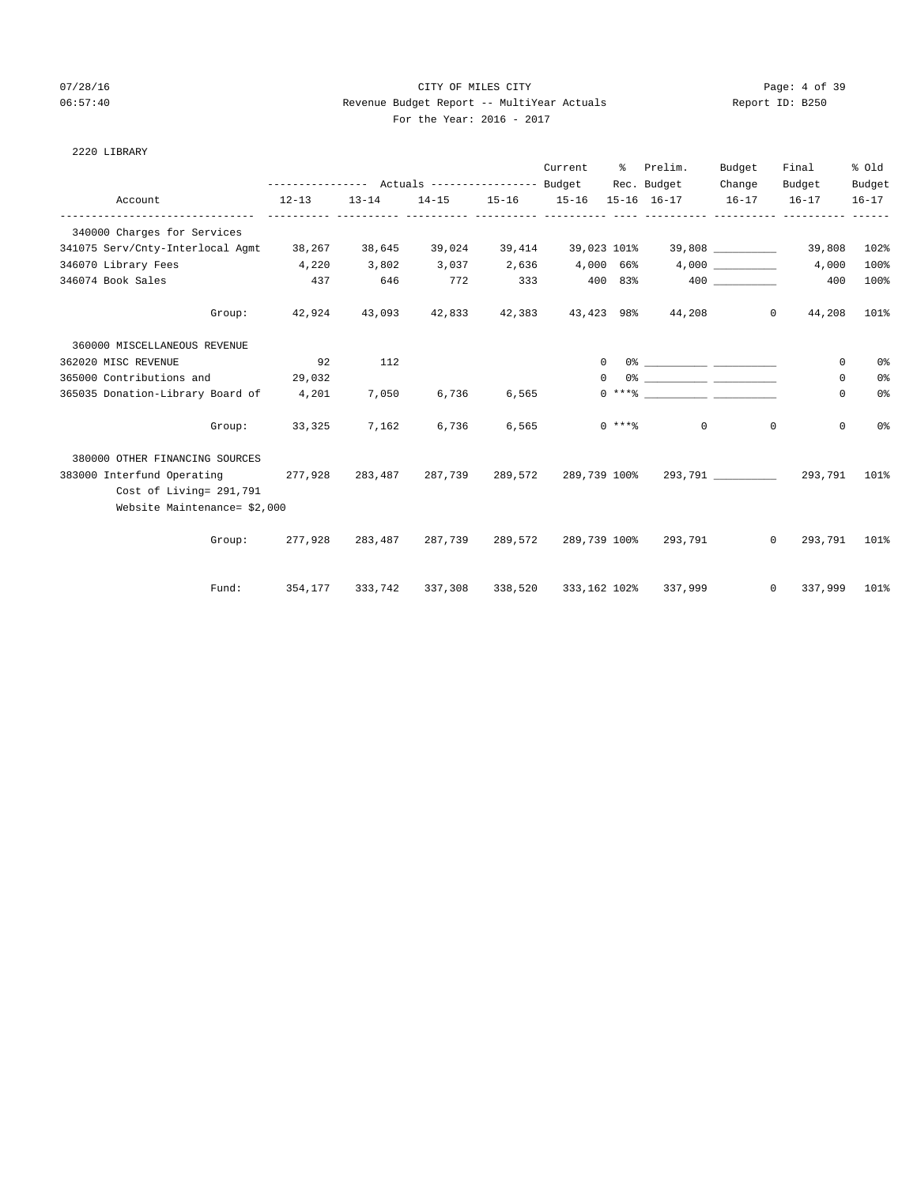CITY OF MILES CITY

Revenue Budget Report -- MultiYear Actuals

For the Year: 2016 - 2017

07/28/16 06:57:40 Report ID: B250

2220 LIBRARY

| Account | Actuals 12-13 | Actuals 13-14 | Actuals 14-15 | Actuals 15-16 | Current Budget 15-16 | % Rec. 15-16 | Prelim. Budget 16-17 | Budget Change 16-17 | Final Budget 16-17 | % Old Budget 16-17 |
|---|---|---|---|---|---|---|---|---|---|---|
| **340000 Charges for Services** | | | | | | | | | | |
| 341075 Serv/Cnty-Interlocal Agmt | 38,267 | 38,645 | 39,024 | 39,414 | 39,023 | 101% | 39,808 | __________ | 39,808 | 102% |
| 346070 Library Fees | 4,220 | 3,802 | 3,037 | 2,636 | 4,000 | 66% | 4,000 | __________ | 4,000 | 100% |
| 346074 Book Sales | 437 | 646 | 772 | 333 | 400 | 83% | 400 | __________ | 400 | 100% |
| Group: | 42,924 | 43,093 | 42,833 | 42,383 | 43,423 | 98% | 44,208 | 0 | 44,208 | 101% |
| **360000 MISCELLANEOUS REVENUE** | | | | | | | | | | |
| 362020 MISC REVENUE | 92 | 112 | | | 0 | 0% | __________ | __________ | 0 | 0% |
| 365000 Contributions and | 29,032 | | | | 0 | 0% | __________ | __________ | 0 | 0% |
| 365035 Donation-Library Board of | 4,201 | 7,050 | 6,736 | 6,565 | 0 | ***% | __________ | __________ | 0 | 0% |
| Group: | 33,325 | 7,162 | 6,736 | 6,565 | 0 | ***% | 0 | 0 | 0 | 0% |
| **380000 OTHER FINANCING SOURCES** | | | | | | | | | | |
| 383000 Interfund Operating<br>Cost of Living= 291,791<br>Website Maintenance= $2,000 | 277,928 | 283,487 | 287,739 | 289,572 | 289,739 | 100% | 293,791 | __________ | 293,791 | 101% |
| Group: | 277,928 | 283,487 | 287,739 | 289,572 | 289,739 | 100% | 293,791 | 0 | 293,791 | 101% |
| Fund: | 354,177 | 333,742 | 337,308 | 338,520 | 333,162 | 102% | 337,999 | 0 | 337,999 | 101% |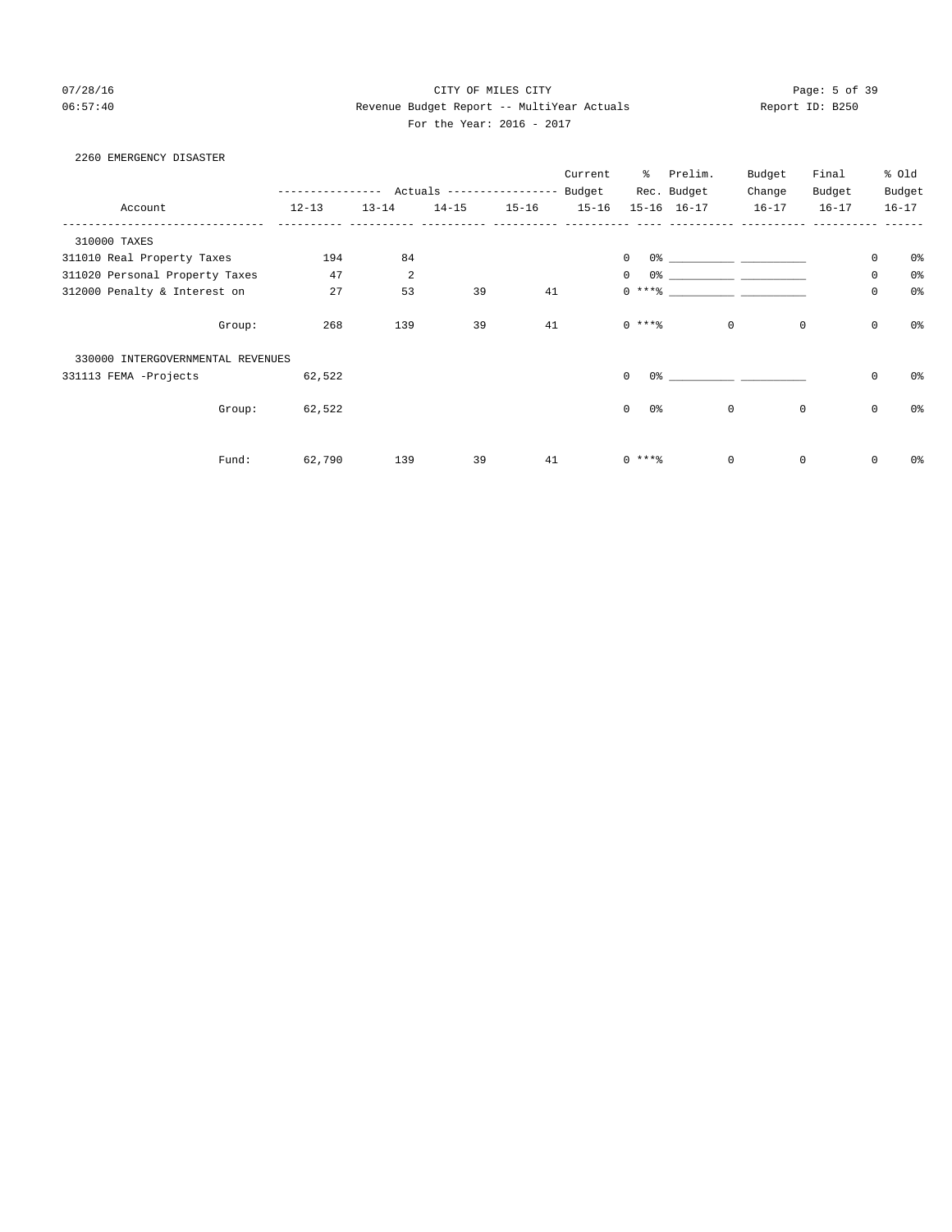CITY OF MILES CITY

Revenue Budget Report -- MultiYear Actuals

For the Year: 2016 - 2017

07/28/16 06:57:40 Report ID: B250

2260 EMERGENCY DISASTER

| Account | Actuals 12-13 | Actuals 13-14 | Actuals 14-15 | Actuals 15-16 | Current Budget 15-16 | % Rec. 15-16 | Prelim. Budget 16-17 | Budget Change 16-17 | Final Budget 16-17 | % Old Budget 16-17 |
|---|---|---|---|---|---|---|---|---|---|---|
| 310000 TAXES | | | | | | | | | | |
| 311010 Real Property Taxes | 194 | 84 | | | 0 | 0% | ___________ | ___________ | 0 | 0% |
| 311020 Personal Property Taxes | 47 | 2 | | | 0 | 0% | ___________ | ___________ | 0 | 0% |
| 312000 Penalty & Interest on | 27 | 53 | 39 | 41 | 0 | ***% | ___________ | ___________ | 0 | 0% |
| Group: | 268 | 139 | 39 | 41 | 0 | ***% | 0 | 0 | 0 | 0% |
| 330000 INTERGOVERNMENTAL REVENUES | | | | | | | | | | |
| 331113 FEMA -Projects | 62,522 | | | | 0 | 0% | ___________ | ___________ | 0 | 0% |
| Group: | 62,522 | | | | 0 | 0% | 0 | 0 | 0 | 0% |
| Fund: | 62,790 | 139 | 39 | 41 | 0 | ***% | 0 | 0 | 0 | 0% |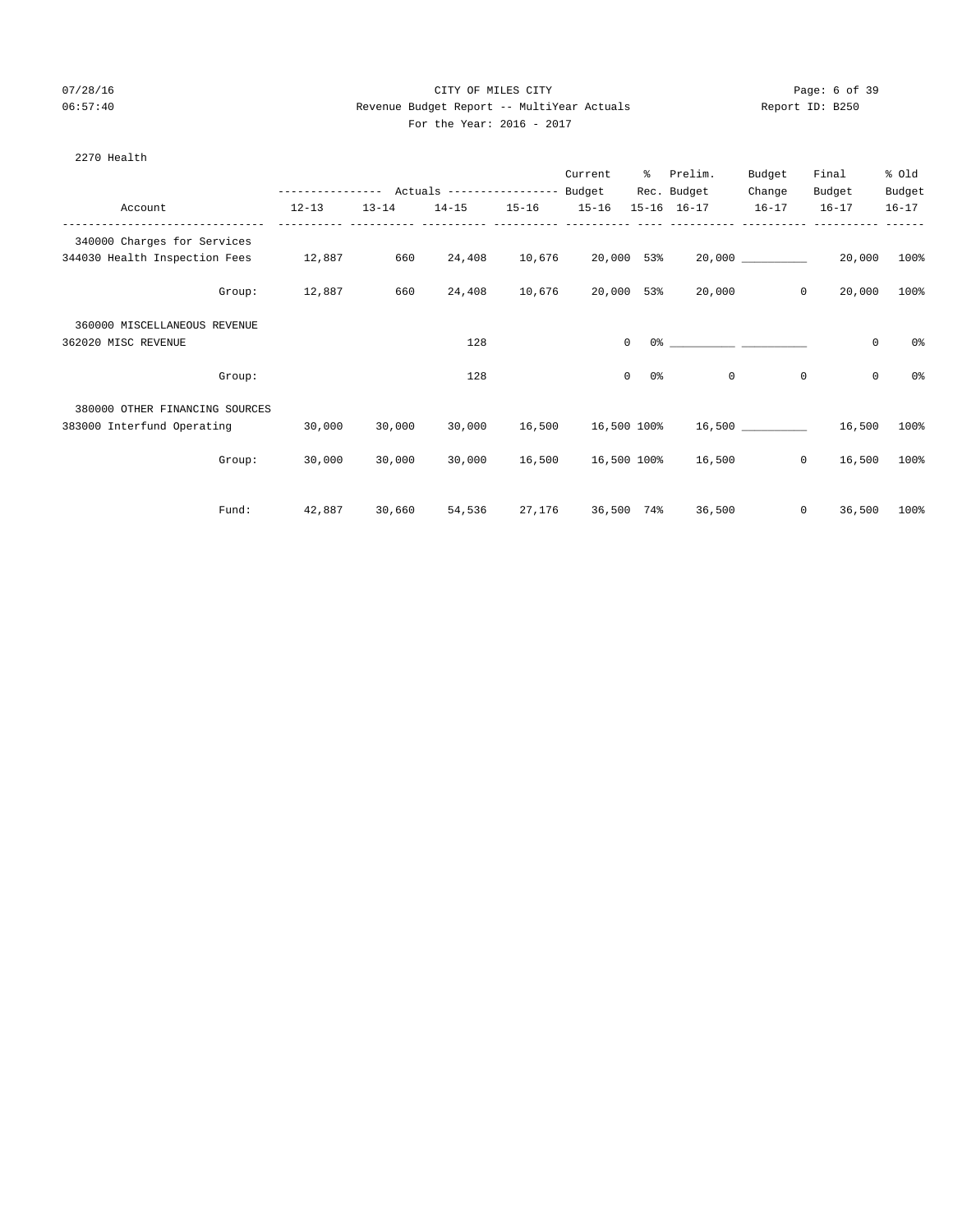CITY OF MILES CITY

Revenue Budget Report -- MultiYear Actuals

For the Year: 2016 - 2017

2270 Health

| Account | Actuals 12-13 | Actuals 13-14 | Actuals 14-15 | Actuals 15-16 | Current Budget 15-16 | % Rec. 15-16 | Prelim. Budget 16-17 | Budget Change 16-17 | Final Budget 16-17 | % Old Budget 16-17 |
|---|---|---|---|---|---|---|---|---|---|---|
| 340000 Charges for Services | | | | | | | | | | |
| 344030 Health Inspection Fees | 12,887 | 660 | 24,408 | 10,676 | 20,000 | 53% | 20,000 | __________ | 20,000 | 100% |
| Group: | 12,887 | 660 | 24,408 | 10,676 | 20,000 | 53% | 20,000 | 0 | 20,000 | 100% |
| 360000 MISCELLANEOUS REVENUE | | | | | | | | | | |
| 362020 MISC REVENUE | | | 128 | | 0 | 0% | __________ | __________ | 0 | 0% |
| Group: | | | 128 | | 0 | 0% | 0 | 0 | 0 | 0% |
| 380000 OTHER FINANCING SOURCES | | | | | | | | | | |
| 383000 Interfund Operating | 30,000 | 30,000 | 30,000 | 16,500 | 16,500 | 100% | 16,500 | __________ | 16,500 | 100% |
| Group: | 30,000 | 30,000 | 30,000 | 16,500 | 16,500 | 100% | 16,500 | 0 | 16,500 | 100% |
| Fund: | 42,887 | 30,660 | 54,536 | 27,176 | 36,500 | 74% | 36,500 | 0 | 36,500 | 100% |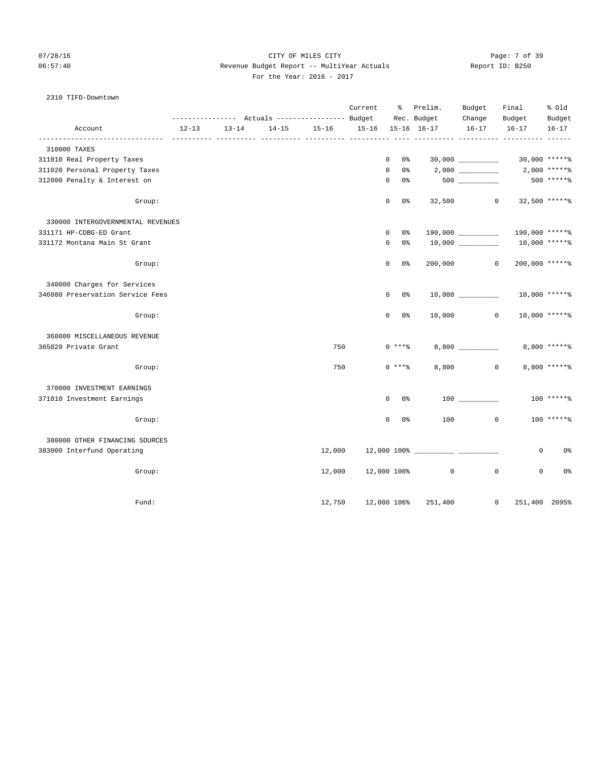CITY OF MILES CITY

Revenue Budget Report -- MultiYear Actuals

For the Year: 2016 - 2017

2310 TIFD-Downtown

| Account | 12-13 | 13-14 | 14-15 | 15-16 | Current Budget 15-16 | % Rec. 15-16 | Prelim. Budget 16-17 | Budget Change 16-17 | Final Budget 16-17 | % Old Budget 16-17 |
|---|---|---|---|---|---|---|---|---|---|---|
| **310000 TAXES** | | | | | | | | | | |
| 311010 Real Property Taxes | | | | | 0 | 0% | 30,000 | __________ | 30,000 | *****% |
| 311020 Personal Property Taxes | | | | | 0 | 0% | 2,000 | __________ | 2,000 | *****% |
| 312000 Penalty & Interest on | | | | | 0 | 0% | 500 | __________ | 500 | *****% |
| Group: | | | | | 0 | 0% | 32,500 | 0 | 32,500 | *****% |
| **330000 INTERGOVERNMENTAL REVENUES** | | | | | | | | | | |
| 331171 HP-CDBG-ED Grant | | | | | 0 | 0% | 190,000 | __________ | 190,000 | *****% |
| 331172 Montana Main St Grant | | | | | 0 | 0% | 10,000 | __________ | 10,000 | *****% |
| Group: | | | | | 0 | 0% | 200,000 | 0 | 200,000 | *****% |
| **340000 Charges for Services** | | | | | | | | | | |
| 346080 Preservation Service Fees | | | | | 0 | 0% | 10,000 | __________ | 10,000 | *****% |
| Group: | | | | | 0 | 0% | 10,000 | 0 | 10,000 | *****% |
| **360000 MISCELLANEOUS REVENUE** | | | | | | | | | | |
| 365020 Private Grant | | | | 750 | 0 | ***% | 8,800 | __________ | 8,800 | *****% |
| Group: | | | | 750 | 0 | ***% | 8,800 | 0 | 8,800 | *****% |
| **370000 INVESTMENT EARNINGS** | | | | | | | | | | |
| 371010 Investment Earnings | | | | | 0 | 0% | 100 | __________ | 100 | *****% |
| Group: | | | | | 0 | 0% | 100 | 0 | 100 | *****% |
| **380000 OTHER FINANCING SOURCES** | | | | | | | | | | |
| 383000 Interfund Operating | | | | 12,000 | 12,000 | 100% | __________ | __________ | 0 | 0% |
| Group: | | | | 12,000 | 12,000 | 100% | 0 | 0 | 0 | 0% |
| Fund: | | | | 12,750 | 12,000 | 106% | 251,400 | 0 | 251,400 | 2095% |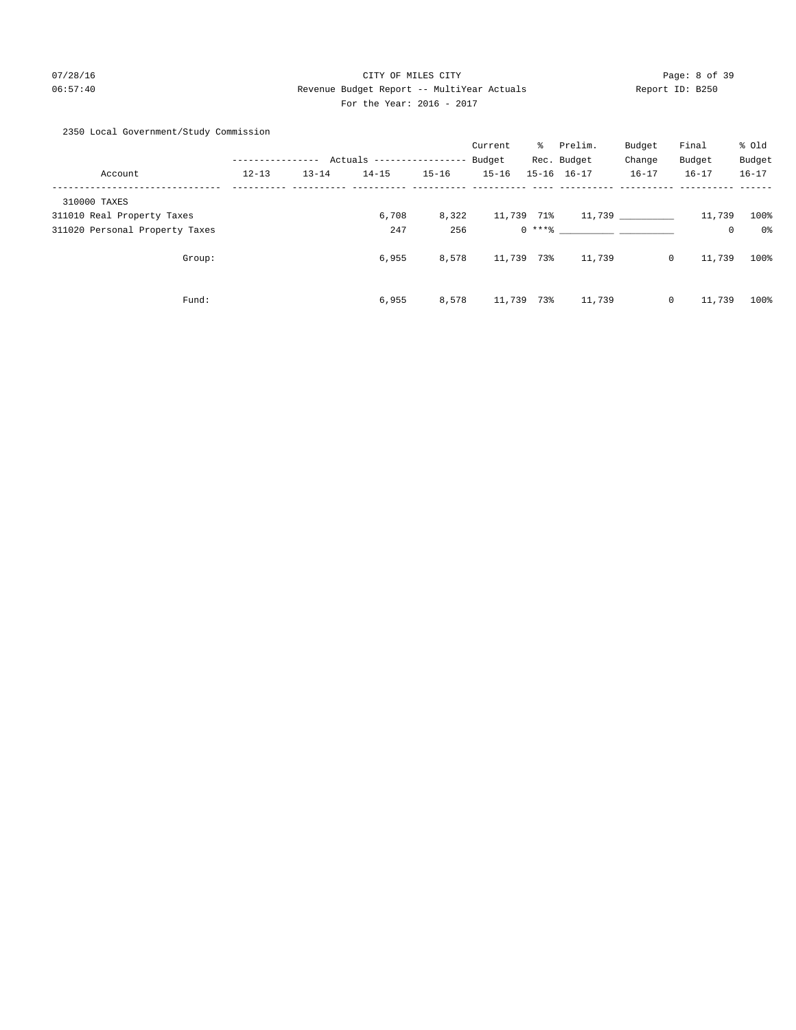CITY OF MILES CITY

Revenue Budget Report -- MultiYear Actuals

For the Year: 2016 - 2017

2350 Local Government/Study Commission

| Account | Actuals 12-13 | Actuals 13-14 | Actuals 14-15 | Actuals 15-16 | Current Budget 15-16 | % Rec. 15-16 | Prelim. Budget 16-17 | Budget Change 16-17 | Final Budget 16-17 | % Old Budget 16-17 |
|---|---|---|---|---|---|---|---|---|---|---|
| 310000 TAXES | | | | | | | | | | |
| 311010 Real Property Taxes | | | 6,708 | 8,322 | 11,739 | 71% | 11,739 | __________ | 11,739 | 100% |
| 311020 Personal Property Taxes | | | 247 | 256 | 0 | ***% | __________ | __________ | 0 | 0% |
| Group: | | | 6,955 | 8,578 | 11,739 | 73% | 11,739 | 0 | 11,739 | 100% |
| Fund: | | | 6,955 | 8,578 | 11,739 | 73% | 11,739 | 0 | 11,739 | 100% |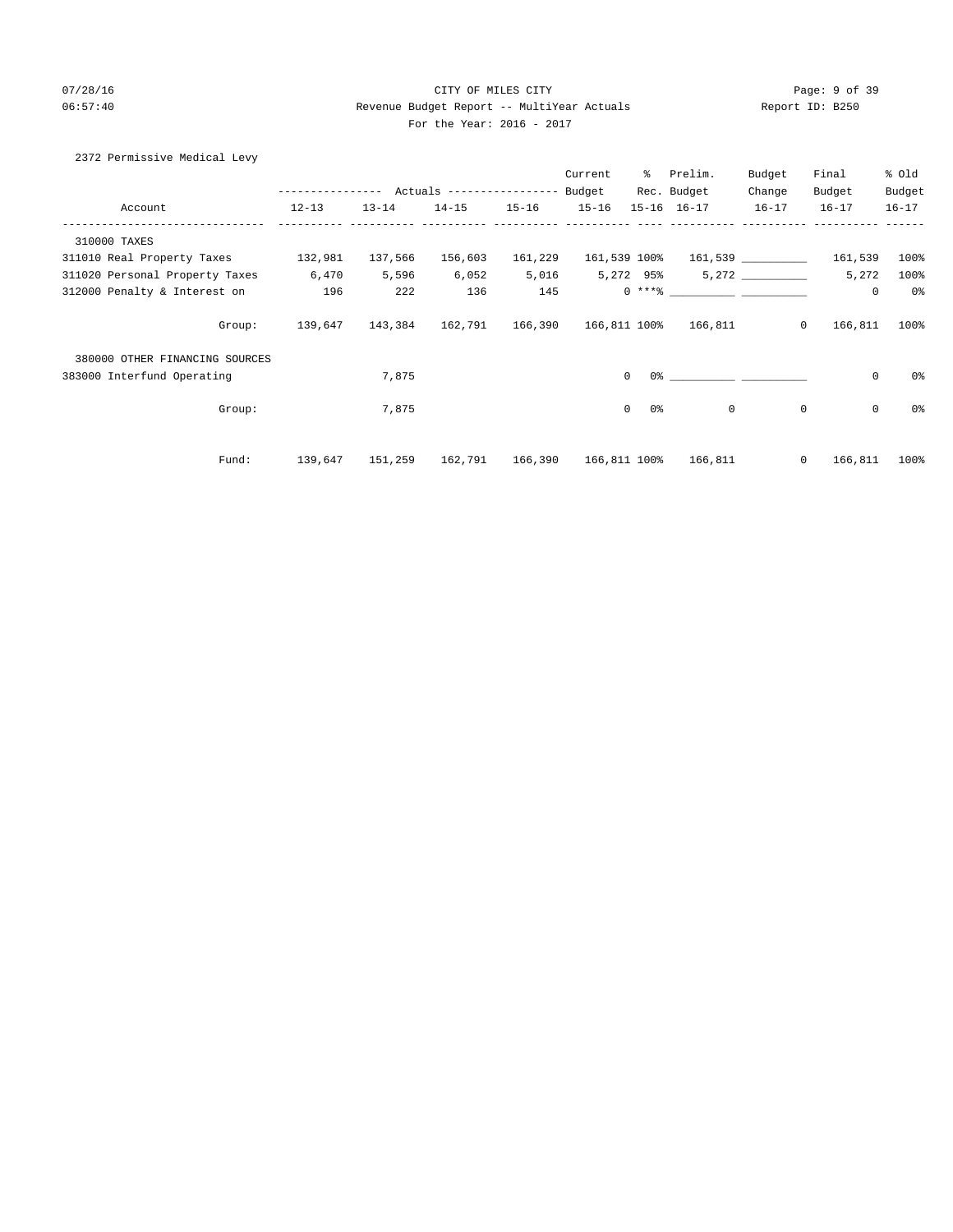CITY OF MILES CITY
Revenue Budget Report -- MultiYear Actuals
For the Year: 2016 - 2017

07/28/16 06:57:40 — Report ID: B250

2372 Permissive Medical Levy

| Account | Actuals 12-13 | Actuals 13-14 | Actuals 14-15 | Actuals 15-16 | Current Budget 15-16 | % Rec. 15-16 | Prelim. Budget 16-17 | Budget Change 16-17 | Final Budget 16-17 | % Old Budget 16-17 |
|---|---|---|---|---|---|---|---|---|---|---|
| 310000 TAXES | | | | | | | | | | |
| 311010 Real Property Taxes | 132,981 | 137,566 | 156,603 | 161,229 | 161,539 | 100% | 161,539 | __________ | 161,539 | 100% |
| 311020 Personal Property Taxes | 6,470 | 5,596 | 6,052 | 5,016 | 5,272 | 95% | 5,272 | __________ | 5,272 | 100% |
| 312000 Penalty & Interest on | 196 | 222 | 136 | 145 | 0 | ***% | __________ | __________ | 0 | 0% |
| Group: | 139,647 | 143,384 | 162,791 | 166,390 | 166,811 | 100% | 166,811 | 0 | 166,811 | 100% |
| 380000 OTHER FINANCING SOURCES | | | | | | | | | | |
| 383000 Interfund Operating | | 7,875 | | | 0 | 0% | __________ | __________ | 0 | 0% |
| Group: | | 7,875 | | | 0 | 0% | 0 | 0 | 0 | 0% |
| Fund: | 139,647 | 151,259 | 162,791 | 166,390 | 166,811 | 100% | 166,811 | 0 | 166,811 | 100% |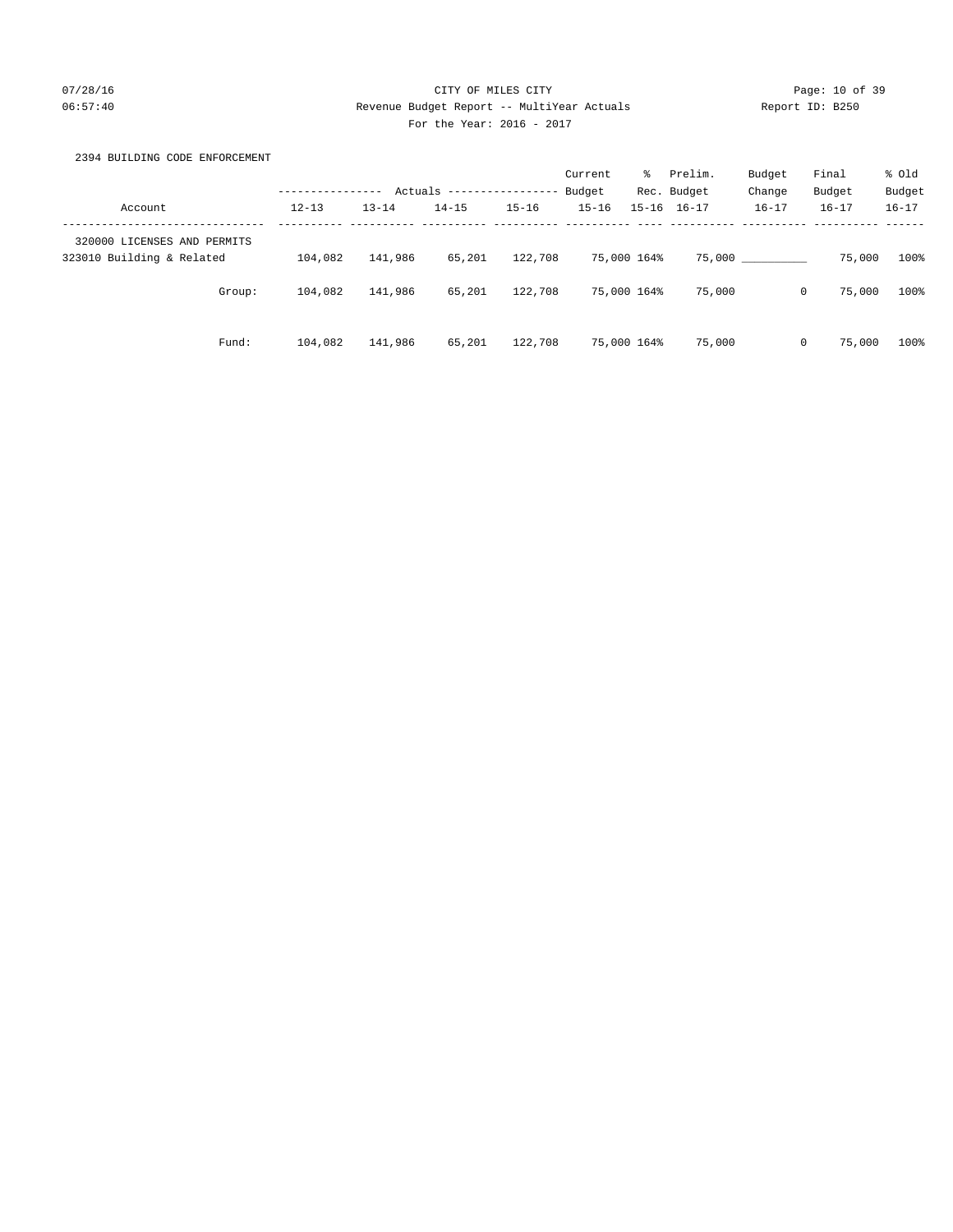CITY OF MILES CITY

Revenue Budget Report -- MultiYear Actuals

For the Year: 2016 - 2017

2394 BUILDING CODE ENFORCEMENT

| Account | Actuals 12-13 | Actuals 13-14 | Actuals 14-15 | Actuals 15-16 | Current Budget 15-16 | % Rec. 15-16 | Prelim. Budget 16-17 | Budget Change 16-17 | Final Budget 16-17 | % Old Budget 16-17 |
|---|---|---|---|---|---|---|---|---|---|---|
| 320000 LICENSES AND PERMITS | | | | | | | | | | |
| 323010 Building & Related | 104,082 | 141,986 | 65,201 | 122,708 | 75,000 | 164% | 75,000 | __________ | 75,000 | 100% |
| Group: | 104,082 | 141,986 | 65,201 | 122,708 | 75,000 | 164% | 75,000 | 0 | 75,000 | 100% |
| Fund: | 104,082 | 141,986 | 65,201 | 122,708 | 75,000 | 164% | 75,000 | 0 | 75,000 | 100% |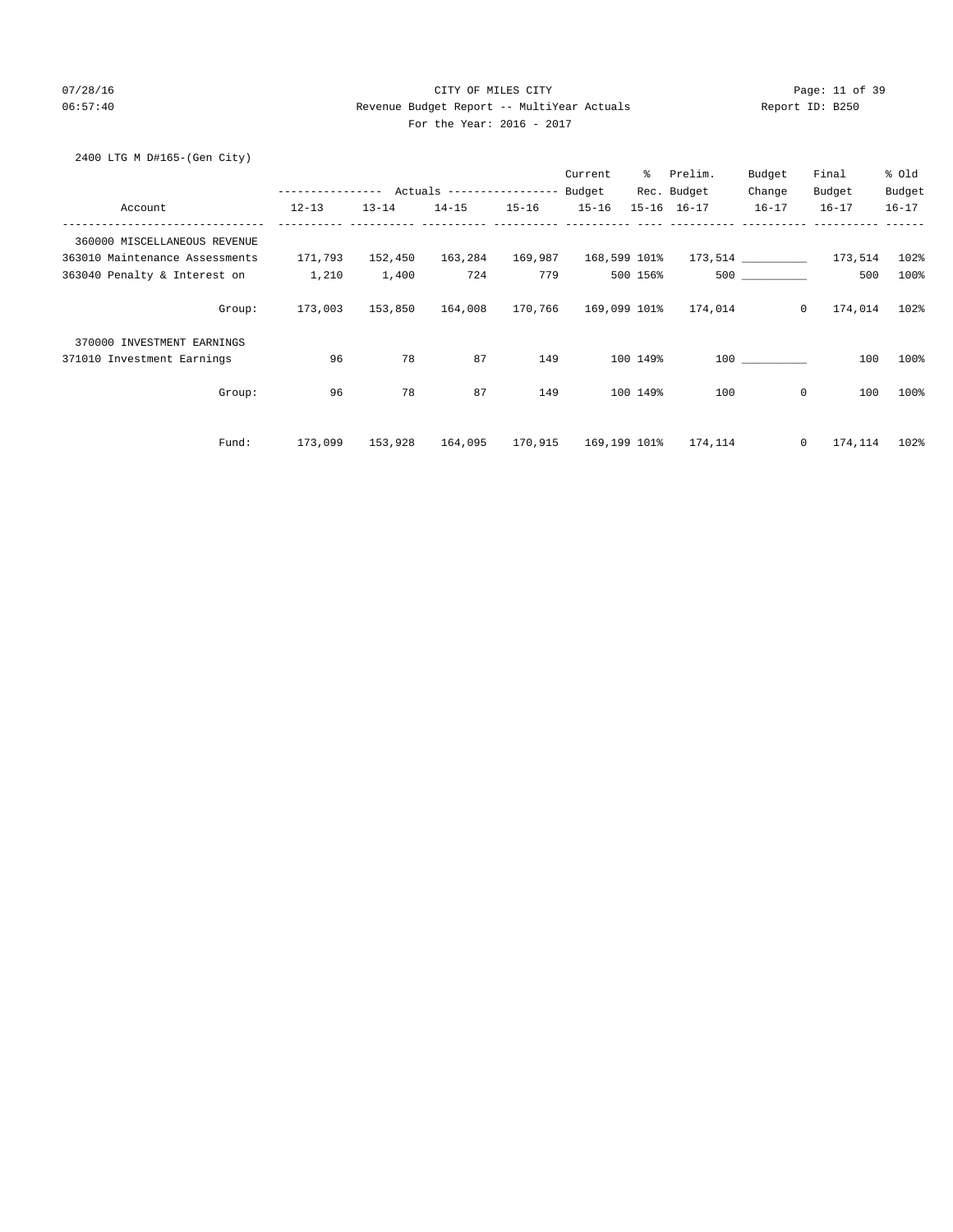CITY OF MILES CITY

Revenue Budget Report -- MultiYear Actuals

For the Year: 2016 - 2017

07/28/16 06:57:40 Report ID: B250

2400 LTG M D#165-(Gen City)

| Account | Actuals 12-13 | Actuals 13-14 | Actuals 14-15 | Actuals 15-16 | Current Budget 15-16 | % Rec. 15-16 | Prelim. Budget 16-17 | Budget Change 16-17 | Final Budget 16-17 | % Old Budget 16-17 |
|---|---|---|---|---|---|---|---|---|---|---|
| 360000 MISCELLANEOUS REVENUE | | | | | | | | | | |
| 363010 Maintenance Assessments | 171,793 | 152,450 | 163,284 | 169,987 | 168,599 | 101% | 173,514 | __________ | 173,514 | 102% |
| 363040 Penalty & Interest on | 1,210 | 1,400 | 724 | 779 | 500 | 156% | 500 | __________ | 500 | 100% |
| Group: | 173,003 | 153,850 | 164,008 | 170,766 | 169,099 | 101% | 174,014 | 0 | 174,014 | 102% |
| 370000 INVESTMENT EARNINGS | | | | | | | | | | |
| 371010 Investment Earnings | 96 | 78 | 87 | 149 | 100 | 149% | 100 | __________ | 100 | 100% |
| Group: | 96 | 78 | 87 | 149 | 100 | 149% | 100 | 0 | 100 | 100% |
| Fund: | 173,099 | 153,928 | 164,095 | 170,915 | 169,199 | 101% | 174,114 | 0 | 174,114 | 102% |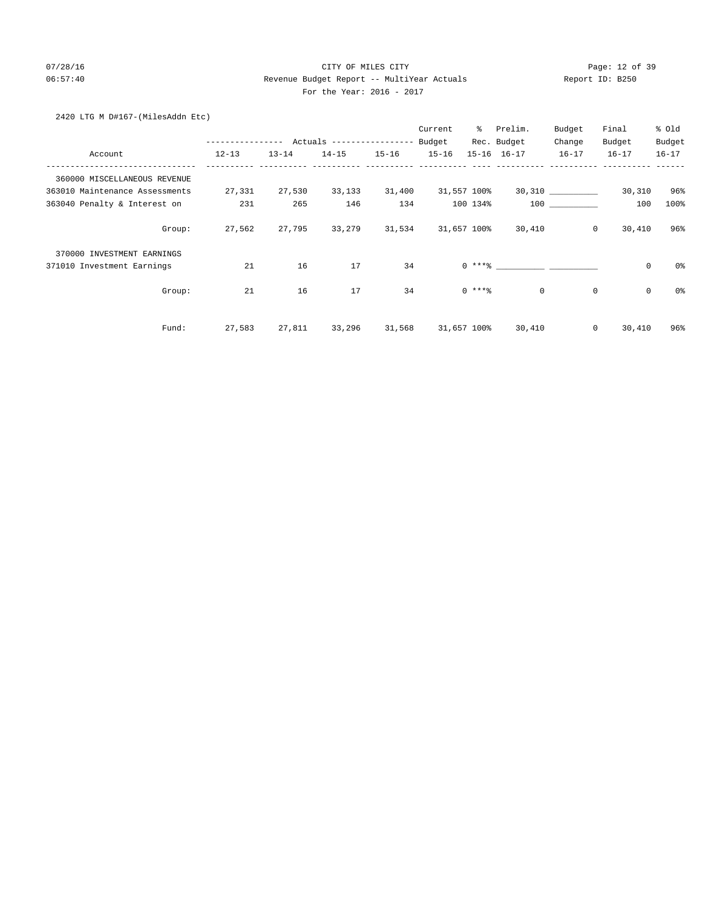CITY OF MILES CITY
Revenue Budget Report -- MultiYear Actuals
For the Year: 2016 - 2017

07/28/16
06:57:40

Report ID: B250

2420 LTG M D#167-(MilesAddn Etc)

| Account | Actuals 12-13 | Actuals 13-14 | Actuals 14-15 | Actuals 15-16 | Current Budget 15-16 | % Rec. 15-16 | Prelim. Budget 16-17 | Budget Change 16-17 | Final Budget 16-17 | % Old Budget 16-17 |
|---|---|---|---|---|---|---|---|---|---|---|
| 360000 MISCELLANEOUS REVENUE | | | | | | | | | | |
| 363010 Maintenance Assessments | 27,331 | 27,530 | 33,133 | 31,400 | 31,557 | 100% | 30,310 | __________ | 30,310 | 96% |
| 363040 Penalty & Interest on | 231 | 265 | 146 | 134 | 100 | 134% | 100 | __________ | 100 | 100% |
| Group: | 27,562 | 27,795 | 33,279 | 31,534 | 31,657 | 100% | 30,410 | 0 | 30,410 | 96% |
| 370000 INVESTMENT EARNINGS | | | | | | | | | | |
| 371010 Investment Earnings | 21 | 16 | 17 | 34 | 0 | ***% | __________ | __________ | 0 | 0% |
| Group: | 21 | 16 | 17 | 34 | 0 | ***% | 0 | 0 | 0 | 0% |
| Fund: | 27,583 | 27,811 | 33,296 | 31,568 | 31,657 | 100% | 30,410 | 0 | 30,410 | 96% |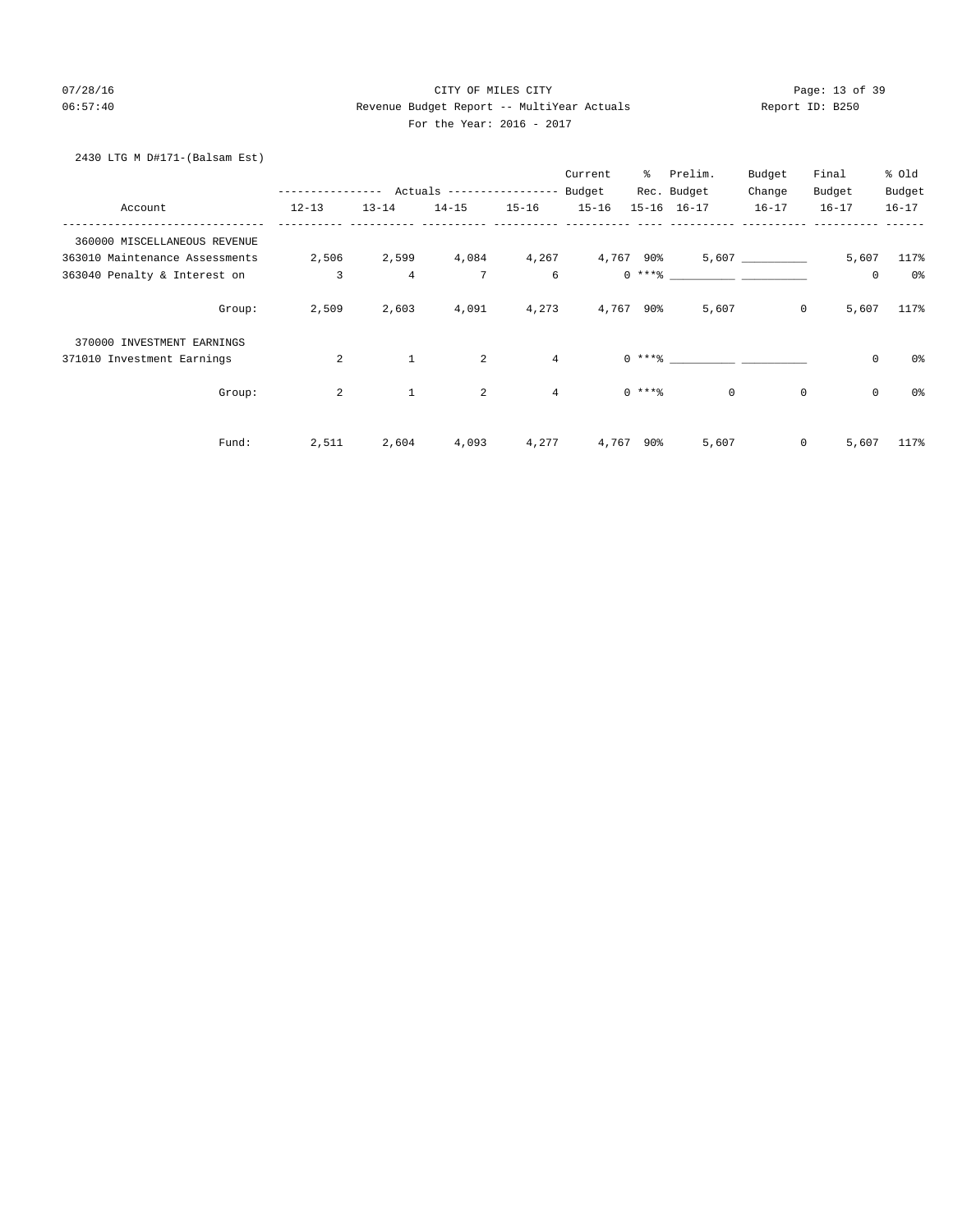CITY OF MILES CITY
Revenue Budget Report -- MultiYear Actuals
For the Year: 2016 - 2017

07/28/16
06:57:40

Report ID: B250

2430 LTG M D#171-(Balsam Est)

| Account | Actuals 12-13 | Actuals 13-14 | Actuals 14-15 | Actuals 15-16 | Current Budget 15-16 | % Rec. 15-16 | Prelim. Budget 16-17 | Budget Change 16-17 | Final Budget 16-17 | % Old Budget 16-17 |
|---|---|---|---|---|---|---|---|---|---|---|
| 360000 MISCELLANEOUS REVENUE | | | | | | | | | | |
| 363010 Maintenance Assessments | 2,506 | 2,599 | 4,084 | 4,267 | 4,767 | 90% | 5,607 | __________ | 5,607 | 117% |
| 363040 Penalty & Interest on | 3 | 4 | 7 | 6 | 0 | ***% | __________ | __________ | 0 | 0% |
| Group: | 2,509 | 2,603 | 4,091 | 4,273 | 4,767 | 90% | 5,607 | 0 | 5,607 | 117% |
| 370000 INVESTMENT EARNINGS | | | | | | | | | | |
| 371010 Investment Earnings | 2 | 1 | 2 | 4 | 0 | ***% | __________ | __________ | 0 | 0% |
| Group: | 2 | 1 | 2 | 4 | 0 | ***% | 0 | 0 | 0 | 0% |
| Fund: | 2,511 | 2,604 | 4,093 | 4,277 | 4,767 | 90% | 5,607 | 0 | 5,607 | 117% |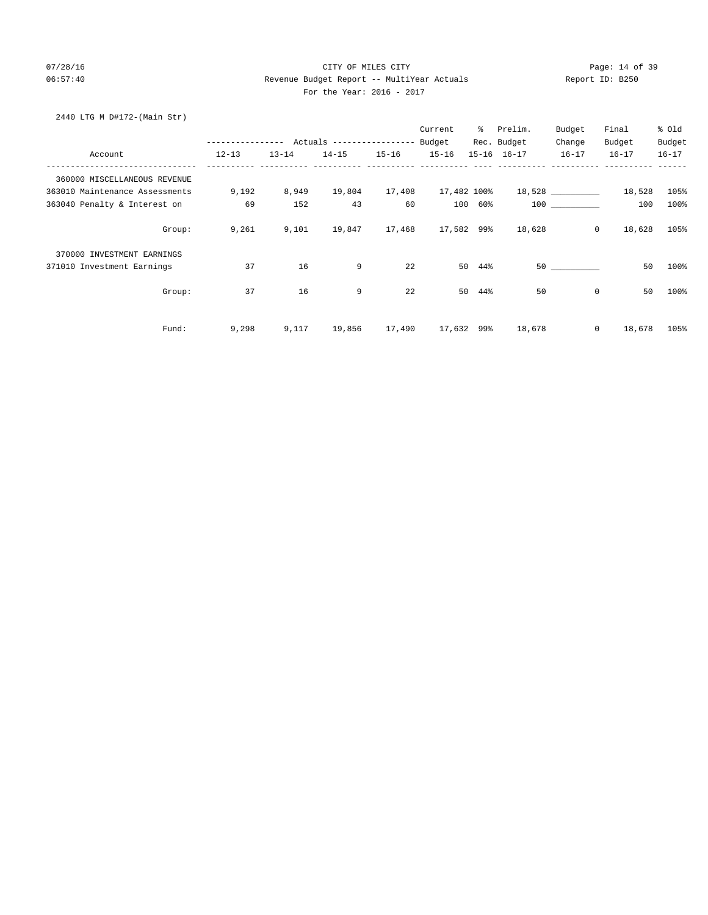CITY OF MILES CITY
Revenue Budget Report -- MultiYear Actuals
For the Year: 2016 - 2017

07/28/16 06:57:40 — Report ID: B250

2440 LTG M D#172-(Main Str)

| Account | Actuals 12-13 | Actuals 13-14 | Actuals 14-15 | Actuals 15-16 | Current Budget 15-16 | % Rec. 15-16 | Prelim. Budget 16-17 | Budget Change 16-17 | Final Budget 16-17 | % Old Budget 16-17 |
|---|---|---|---|---|---|---|---|---|---|---|
| 360000 MISCELLANEOUS REVENUE | | | | | | | | | | |
| 363010 Maintenance Assessments | 9,192 | 8,949 | 19,804 | 17,408 | 17,482 | 100% | 18,528 | __________ | 18,528 | 105% |
| 363040 Penalty & Interest on | 69 | 152 | 43 | 60 | 100 | 60% | 100 | __________ | 100 | 100% |
| Group: | 9,261 | 9,101 | 19,847 | 17,468 | 17,582 | 99% | 18,628 | 0 | 18,628 | 105% |
| 370000 INVESTMENT EARNINGS | | | | | | | | | | |
| 371010 Investment Earnings | 37 | 16 | 9 | 22 | 50 | 44% | 50 | __________ | 50 | 100% |
| Group: | 37 | 16 | 9 | 22 | 50 | 44% | 50 | 0 | 50 | 100% |
| Fund: | 9,298 | 9,117 | 19,856 | 17,490 | 17,632 | 99% | 18,678 | 0 | 18,678 | 105% |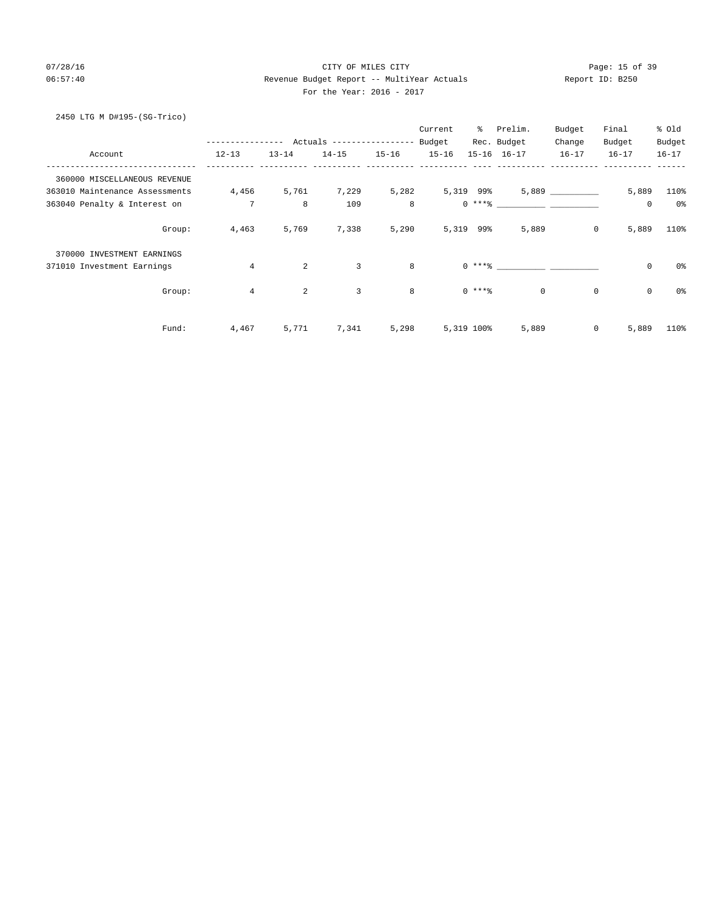2450 LTG M D#195-(SG-Trico)

| Account | Actuals 12-13 | Actuals 13-14 | Actuals 14-15 | Actuals 15-16 | Current Budget 15-16 | % Rec. 15-16 | Prelim. Budget 16-17 | Budget Change 16-17 | Final Budget 16-17 | % Old Budget 16-17 |
|---|---|---|---|---|---|---|---|---|---|---|
| 360000 MISCELLANEOUS REVENUE | | | | | | | | | | |
| 363010 Maintenance Assessments | 4,456 | 5,761 | 7,229 | 5,282 | 5,319 | 99% | 5,889 | __________ | 5,889 | 110% |
| 363040 Penalty & Interest on | 7 | 8 | 109 | 8 | 0 | ***% | __________ | __________ | 0 | 0% |
| Group: | 4,463 | 5,769 | 7,338 | 5,290 | 5,319 | 99% | 5,889 | 0 | 5,889 | 110% |
| 370000 INVESTMENT EARNINGS | | | | | | | | | | |
| 371010 Investment Earnings | 4 | 2 | 3 | 8 | 0 | ***% | __________ | __________ | 0 | 0% |
| Group: | 4 | 2 | 3 | 8 | 0 | ***% | 0 | 0 | 0 | 0% |
| Fund: | 4,467 | 5,771 | 7,341 | 5,298 | 5,319 | 100% | 5,889 | 0 | 5,889 | 110% |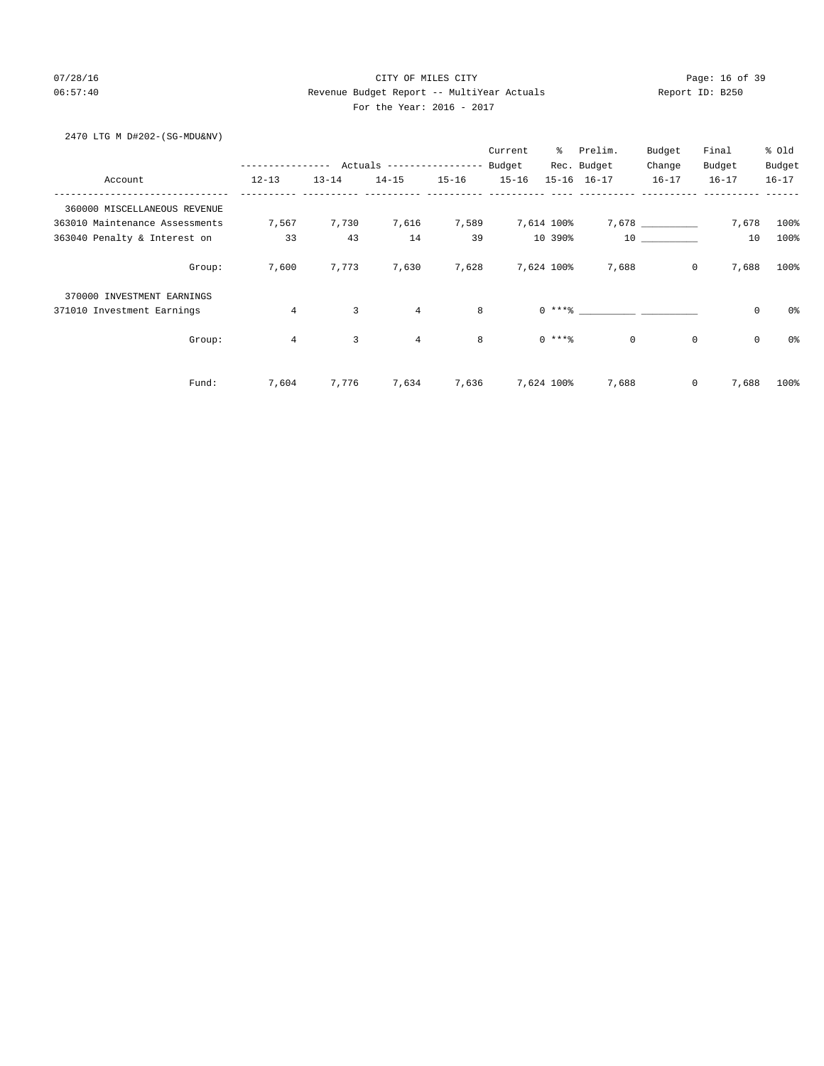CITY OF MILES CITY

Revenue Budget Report -- MultiYear Actuals

For the Year: 2016 - 2017

2470 LTG M D#202-(SG-MDU&NV)

| Account | Actuals 12-13 | Actuals 13-14 | Actuals 14-15 | Actuals 15-16 | Current Budget 15-16 | % Rec. 15-16 | Prelim. Budget 16-17 | Budget Change 16-17 | Final Budget 16-17 | % Old Budget 16-17 |
|---|---|---|---|---|---|---|---|---|---|---|
| 360000 MISCELLANEOUS REVENUE | | | | | | | | | | |
| 363010 Maintenance Assessments | 7,567 | 7,730 | 7,616 | 7,589 | 7,614 | 100% | 7,678 | __________ | 7,678 | 100% |
| 363040 Penalty & Interest on | 33 | 43 | 14 | 39 | 10 | 390% | 10 | __________ | 10 | 100% |
| Group: | 7,600 | 7,773 | 7,630 | 7,628 | 7,624 | 100% | 7,688 | 0 | 7,688 | 100% |
| 370000 INVESTMENT EARNINGS | | | | | | | | | | |
| 371010 Investment Earnings | 4 | 3 | 4 | 8 | 0 | ***% | __________ | __________ | 0 | 0% |
| Group: | 4 | 3 | 4 | 8 | 0 | ***% | 0 | 0 | 0 | 0% |
| Fund: | 7,604 | 7,776 | 7,634 | 7,636 | 7,624 | 100% | 7,688 | 0 | 7,688 | 100% |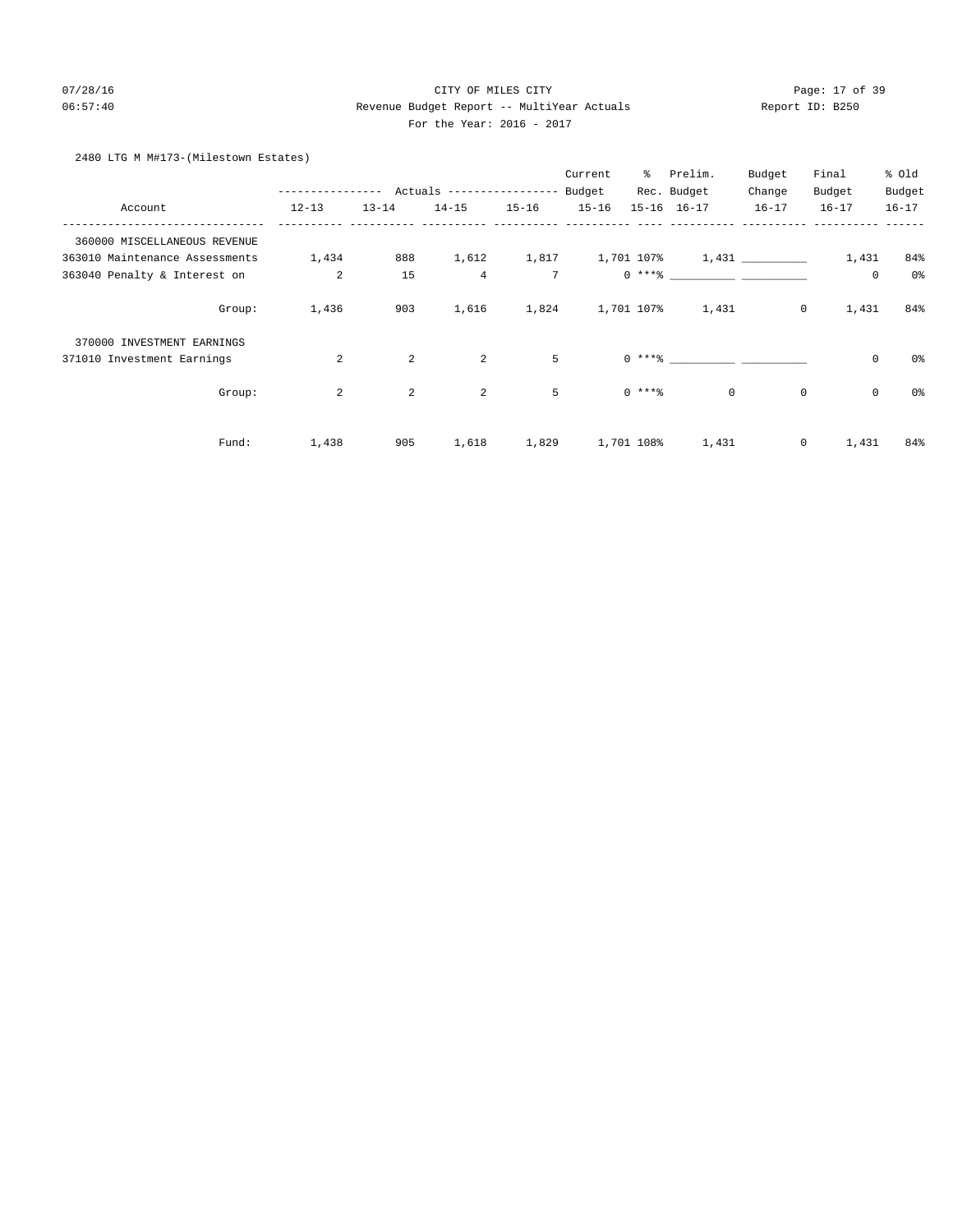2480 LTG M M#173-(Milestown Estates)

| Account | Actuals 12-13 | Actuals 13-14 | Actuals 14-15 | Actuals 15-16 | Current Budget 15-16 | % Rec. 15-16 | Prelim. Budget 16-17 | Budget Change 16-17 | Final Budget 16-17 | % Old Budget 16-17 |
|---|---|---|---|---|---|---|---|---|---|---|
| 360000 MISCELLANEOUS REVENUE | | | | | | | | | | |
| 363010 Maintenance Assessments | 1,434 | 888 | 1,612 | 1,817 | 1,701 | 107% | 1,431 | __________ | 1,431 | 84% |
| 363040 Penalty & Interest on | 2 | 15 | 4 | 7 | 0 | ***% | __________ | __________ | 0 | 0% |
| Group: | 1,436 | 903 | 1,616 | 1,824 | 1,701 | 107% | 1,431 | 0 | 1,431 | 84% |
| 370000 INVESTMENT EARNINGS | | | | | | | | | | |
| 371010 Investment Earnings | 2 | 2 | 2 | 5 | 0 | ***% | __________ | __________ | 0 | 0% |
| Group: | 2 | 2 | 2 | 5 | 0 | ***% | 0 | 0 | 0 | 0% |
| Fund: | 1,438 | 905 | 1,618 | 1,829 | 1,701 | 108% | 1,431 | 0 | 1,431 | 84% |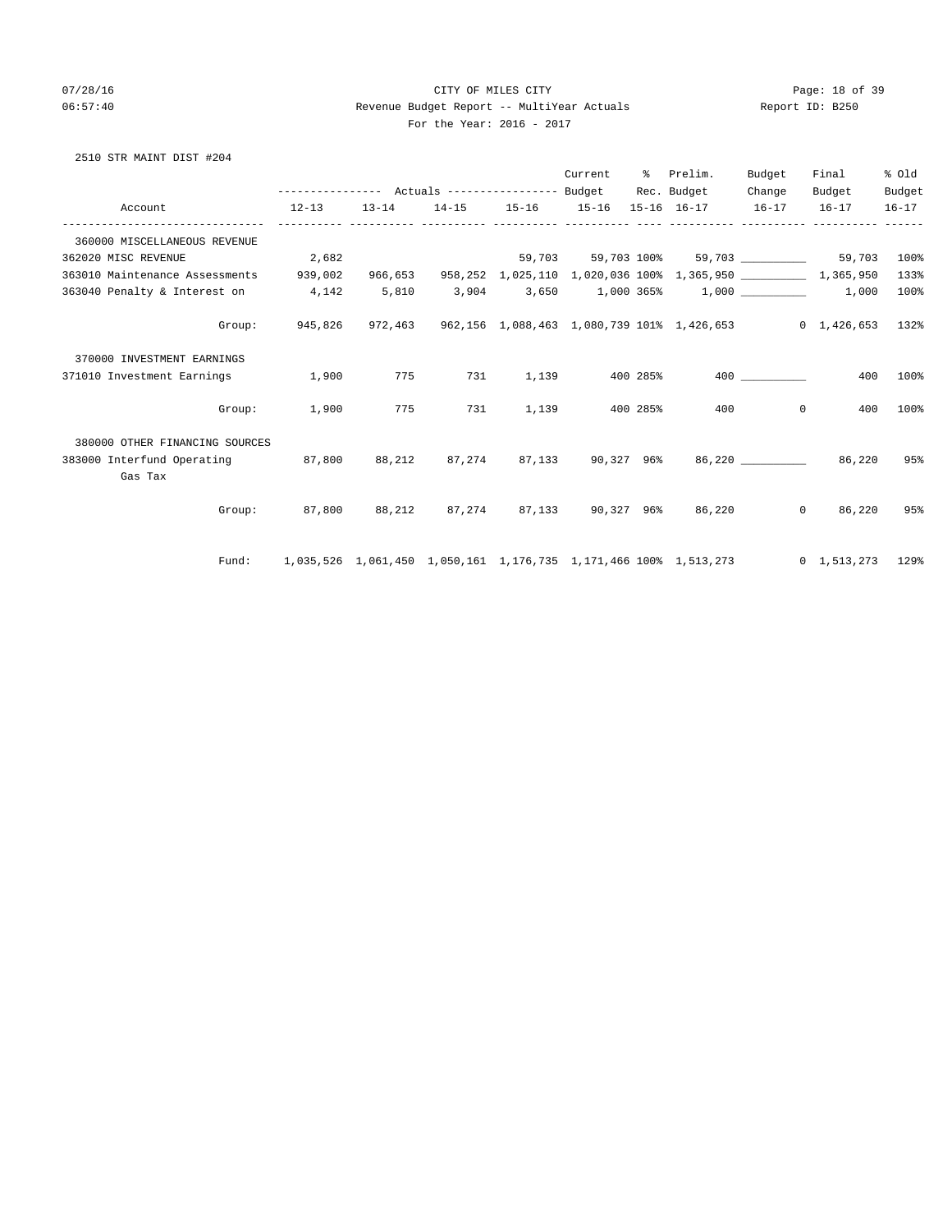CITY OF MILES CITY
Revenue Budget Report -- MultiYear Actuals
For the Year: 2016 - 2017

07/28/16
06:57:40

Report ID: B250

2510 STR MAINT DIST #204

| Account | Actuals 12-13 | Actuals 13-14 | Actuals 14-15 | Actuals 15-16 | Current Budget 15-16 | % Rec. 15-16 | Prelim. Budget 16-17 | Budget Change 16-17 | Final Budget 16-17 | % Old Budget 16-17 |
|---|---|---|---|---|---|---|---|---|---|---|
| 360000 MISCELLANEOUS REVENUE | | | | | | | | | | |
| 362020 MISC REVENUE | 2,682 | | | 59,703 | 59,703 | 100% | 59,703 | __________ | 59,703 | 100% |
| 363010 Maintenance Assessments | 939,002 | 966,653 | 958,252 | 1,025,110 | 1,020,036 | 100% | 1,365,950 | __________ | 1,365,950 | 133% |
| 363040 Penalty & Interest on | 4,142 | 5,810 | 3,904 | 3,650 | 1,000 | 365% | 1,000 | __________ | 1,000 | 100% |
| Group: | 945,826 | 972,463 | 962,156 | 1,088,463 | 1,080,739 | 101% | 1,426,653 | 0 | 1,426,653 | 132% |
| 370000 INVESTMENT EARNINGS | | | | | | | | | | |
| 371010 Investment Earnings | 1,900 | 775 | 731 | 1,139 | 400 | 285% | 400 | __________ | 400 | 100% |
| Group: | 1,900 | 775 | 731 | 1,139 | 400 | 285% | 400 | 0 | 400 | 100% |
| 380000 OTHER FINANCING SOURCES | | | | | | | | | | |
| 383000 Interfund Operating Gas Tax | 87,800 | 88,212 | 87,274 | 87,133 | 90,327 | 96% | 86,220 | __________ | 86,220 | 95% |
| Group: | 87,800 | 88,212 | 87,274 | 87,133 | 90,327 | 96% | 86,220 | 0 | 86,220 | 95% |
| Fund: | 1,035,526 | 1,061,450 | 1,050,161 | 1,176,735 | 1,171,466 | 100% | 1,513,273 | 0 | 1,513,273 | 129% |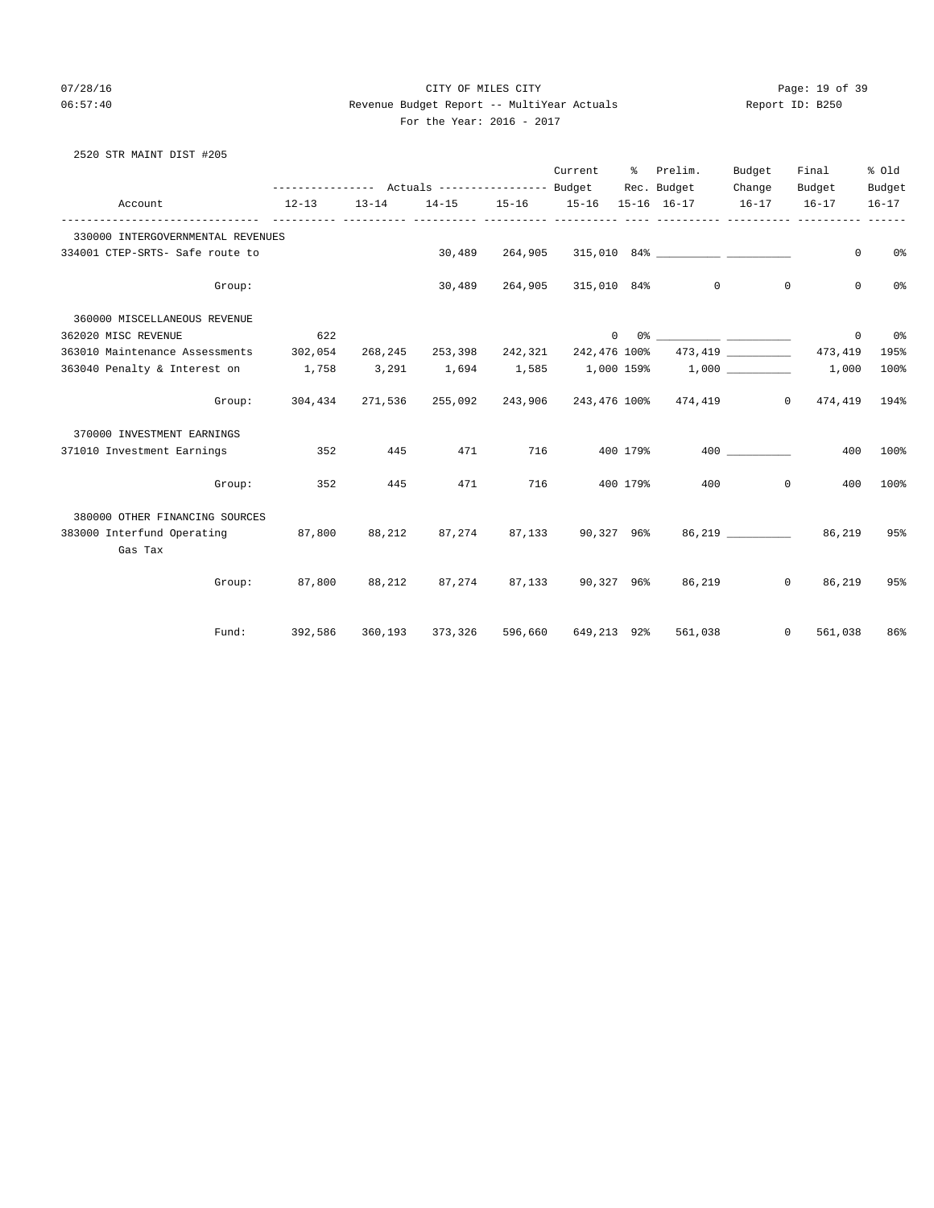CITY OF MILES CITY

Revenue Budget Report -- MultiYear Actuals

For the Year: 2016 - 2017

2520 STR MAINT DIST #205

| Account | Actuals 12-13 | Actuals 13-14 | Actuals 14-15 | Actuals 15-16 | Current Budget 15-16 | % Rec. 15-16 | Prelim. Budget 16-17 | Budget Change 16-17 | Final Budget 16-17 | % Old Budget 16-17 |
|---|---|---|---|---|---|---|---|---|---|---|
| 330000 INTERGOVERNMENTAL REVENUES | | | | | | | | | | |
| 334001 CTEP-SRTS- Safe route to | | | 30,489 | 264,905 | 315,010 | 84% | __________ | __________ | 0 | 0% |
| Group: | | | 30,489 | 264,905 | 315,010 | 84% | 0 | 0 | 0 | 0% |
| 360000 MISCELLANEOUS REVENUE | | | | | | | | | | |
| 362020 MISC REVENUE | 622 | | | | 0 | 0% | __________ | __________ | 0 | 0% |
| 363010 Maintenance Assessments | 302,054 | 268,245 | 253,398 | 242,321 | 242,476 | 100% | 473,419 | __________ | 473,419 | 195% |
| 363040 Penalty & Interest on | 1,758 | 3,291 | 1,694 | 1,585 | 1,000 | 159% | 1,000 | __________ | 1,000 | 100% |
| Group: | 304,434 | 271,536 | 255,092 | 243,906 | 243,476 | 100% | 474,419 | 0 | 474,419 | 194% |
| 370000 INVESTMENT EARNINGS | | | | | | | | | | |
| 371010 Investment Earnings | 352 | 445 | 471 | 716 | 400 | 179% | 400 | __________ | 400 | 100% |
| Group: | 352 | 445 | 471 | 716 | 400 | 179% | 400 | 0 | 400 | 100% |
| 380000 OTHER FINANCING SOURCES | | | | | | | | | | |
| 383000 Interfund Operating Gas Tax | 87,800 | 88,212 | 87,274 | 87,133 | 90,327 | 96% | 86,219 | __________ | 86,219 | 95% |
| Group: | 87,800 | 88,212 | 87,274 | 87,133 | 90,327 | 96% | 86,219 | 0 | 86,219 | 95% |
| Fund: | 392,586 | 360,193 | 373,326 | 596,660 | 649,213 | 92% | 561,038 | 0 | 561,038 | 86% |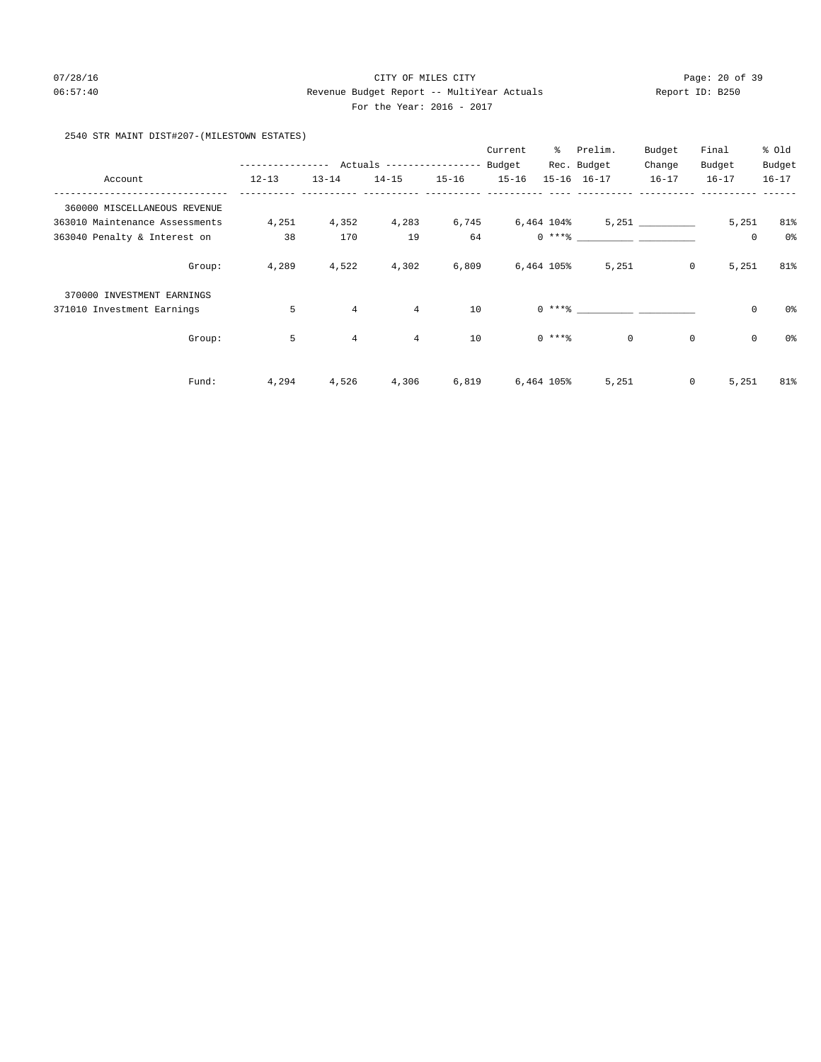2540 STR MAINT DIST#207-(MILESTOWN ESTATES)

| Account | Actuals 12-13 | Actuals 13-14 | Actuals 14-15 | Actuals 15-16 | Current Budget 15-16 | % Rec. 15-16 | Prelim. Budget 16-17 | Budget Change 16-17 | Final Budget 16-17 | % Old Budget 16-17 |
|---|---|---|---|---|---|---|---|---|---|---|
| 360000 MISCELLANEOUS REVENUE | | | | | | | | | | |
| 363010 Maintenance Assessments | 4,251 | 4,352 | 4,283 | 6,745 | 6,464 | 104% | 5,251 | __________ | 5,251 | 81% |
| 363040 Penalty & Interest on | 38 | 170 | 19 | 64 | 0 | ***% | __________ | __________ | 0 | 0% |
| Group: | 4,289 | 4,522 | 4,302 | 6,809 | 6,464 | 105% | 5,251 | 0 | 5,251 | 81% |
| 370000 INVESTMENT EARNINGS | | | | | | | | | | |
| 371010 Investment Earnings | 5 | 4 | 4 | 10 | 0 | ***% | __________ | __________ | 0 | 0% |
| Group: | 5 | 4 | 4 | 10 | 0 | ***% | 0 | 0 | 0 | 0% |
| Fund: | 4,294 | 4,526 | 4,306 | 6,819 | 6,464 | 105% | 5,251 | 0 | 5,251 | 81% |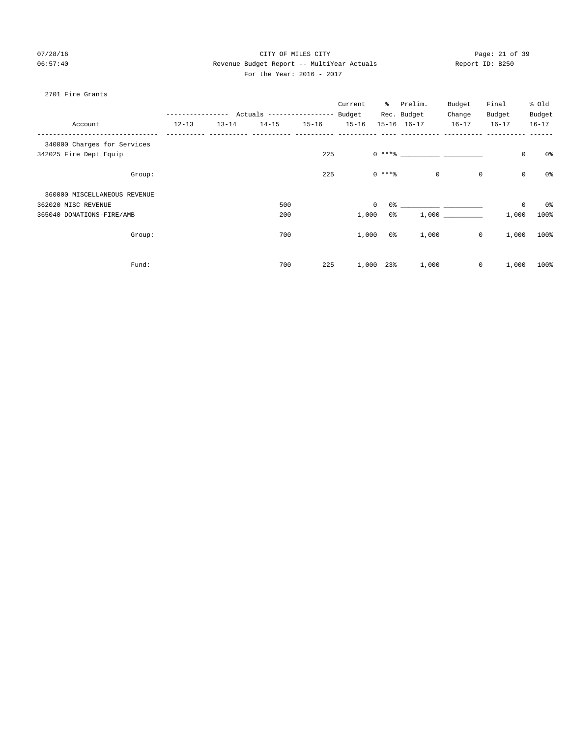CITY OF MILES CITY

Revenue Budget Report -- MultiYear Actuals

For the Year: 2016 - 2017

2701 Fire Grants

| Account | 12-13 | 13-14 | 14-15 | 15-16 | Current Budget 15-16 | % Rec. 15-16 | Prelim. Budget 16-17 | Budget Change 16-17 | Final Budget 16-17 | % Old Budget 16-17 |
|---|---|---|---|---|---|---|---|---|---|---|
| 340000 Charges for Services | | | | | | | | | | |
| 342025 Fire Dept Equip | | | | 225 | 0 | ***% | __________ | __________ | 0 | 0% |
| Group: | | | | 225 | 0 | ***% | 0 | 0 | 0 | 0% |
| 360000 MISCELLANEOUS REVENUE | | | | | | | | | | |
| 362020 MISC REVENUE | | | 500 | | 0 | 0% | __________ | __________ | 0 | 0% |
| 365040 DONATIONS-FIRE/AMB | | | 200 | | 1,000 | 0% | 1,000 | __________ | 1,000 | 100% |
| Group: | | | 700 | | 1,000 | 0% | 1,000 | 0 | 1,000 | 100% |
| Fund: | | | 700 | 225 | 1,000 | 23% | 1,000 | 0 | 1,000 | 100% |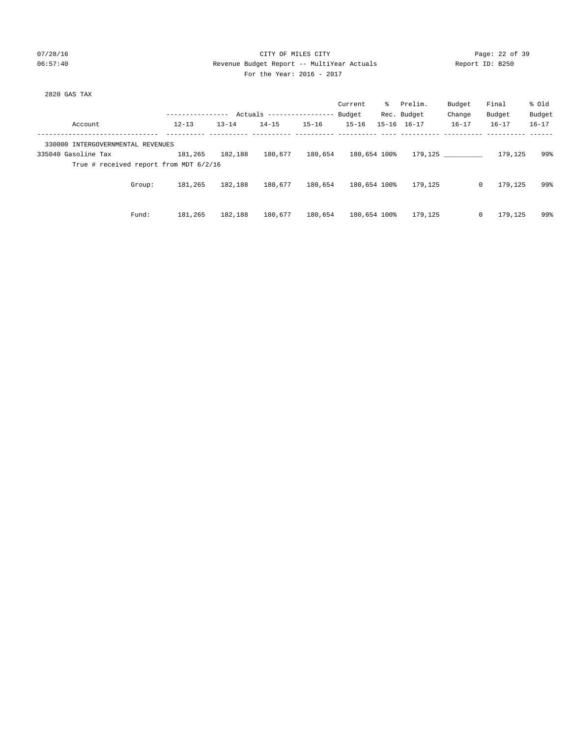CITY OF MILES CITY
Revenue Budget Report -- MultiYear Actuals
For the Year: 2016 - 2017

07/28/16
06:57:40

Report ID: B250

2820 GAS TAX

| Account | 12-13 | 13-14 | 14-15 | 15-16 | Current Budget 15-16 | % Rec. 15-16 | Prelim. Budget 16-17 | Budget Change 16-17 | Final Budget 16-17 | % Old Budget 16-17 |
|---|---|---|---|---|---|---|---|---|---|---|
| 330000 INTERGOVERNMENTAL REVENUES | | | | | | | | | | |
| 335040 Gasoline Tax | 181,265 | 182,188 | 180,677 | 180,654 | 180,654 | 100% | 179,125 | __________ | 179,125 | 99% |
| True # received report from MDT 6/2/16 | | | | | | | | | | |
| Group: | 181,265 | 182,188 | 180,677 | 180,654 | 180,654 | 100% | 179,125 | 0 | 179,125 | 99% |
| Fund: | 181,265 | 182,188 | 180,677 | 180,654 | 180,654 | 100% | 179,125 | 0 | 179,125 | 99% |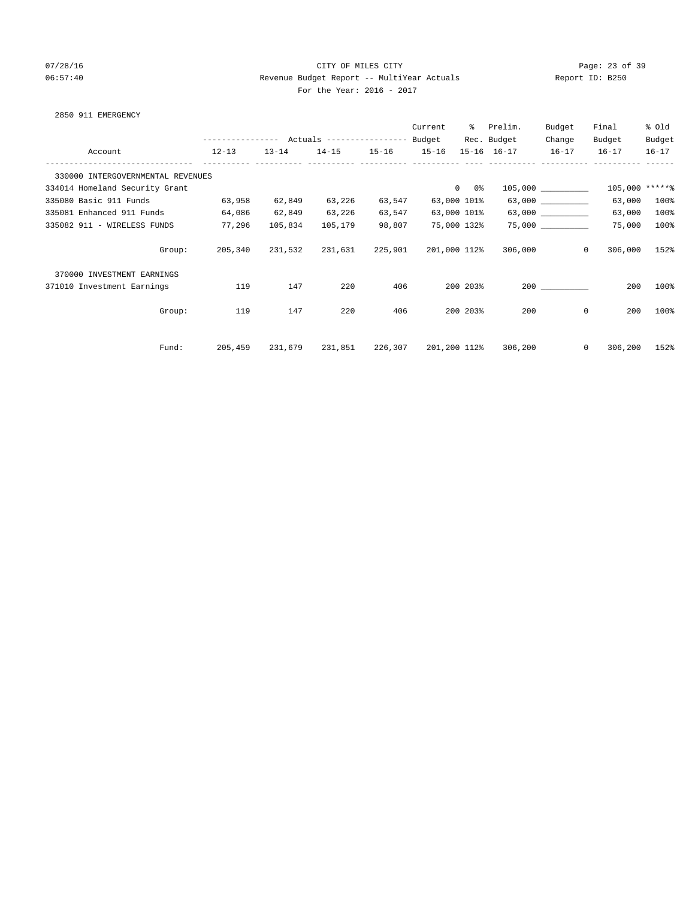CITY OF MILES CITY

Revenue Budget Report -- MultiYear Actuals

For the Year: 2016 - 2017

2850 911 EMERGENCY

| Account | Actuals 12-13 | Actuals 13-14 | Actuals 14-15 | Actuals 15-16 | Current Budget 15-16 | % Rec. 15-16 | Prelim. Budget 16-17 | Budget Change 16-17 | Final Budget 16-17 | % Old Budget 16-17 |
|---|---|---|---|---|---|---|---|---|---|---|
| 330000 INTERGOVERNMENTAL REVENUES | | | | | | | | | | |
| 334014 Homeland Security Grant | | | | | 0 | 0% | 105,000 | __________ | 105,000 | *****% |
| 335080 Basic 911 Funds | 63,958 | 62,849 | 63,226 | 63,547 | 63,000 | 101% | 63,000 | __________ | 63,000 | 100% |
| 335081 Enhanced 911 Funds | 64,086 | 62,849 | 63,226 | 63,547 | 63,000 | 101% | 63,000 | __________ | 63,000 | 100% |
| 335082 911 - WIRELESS FUNDS | 77,296 | 105,834 | 105,179 | 98,807 | 75,000 | 132% | 75,000 | __________ | 75,000 | 100% |
| Group: | 205,340 | 231,532 | 231,631 | 225,901 | 201,000 | 112% | 306,000 | 0 | 306,000 | 152% |
| 370000 INVESTMENT EARNINGS | | | | | | | | | | |
| 371010 Investment Earnings | 119 | 147 | 220 | 406 | 200 | 203% | 200 | __________ | 200 | 100% |
| Group: | 119 | 147 | 220 | 406 | 200 | 203% | 200 | 0 | 200 | 100% |
| Fund: | 205,459 | 231,679 | 231,851 | 226,307 | 201,200 | 112% | 306,200 | 0 | 306,200 | 152% |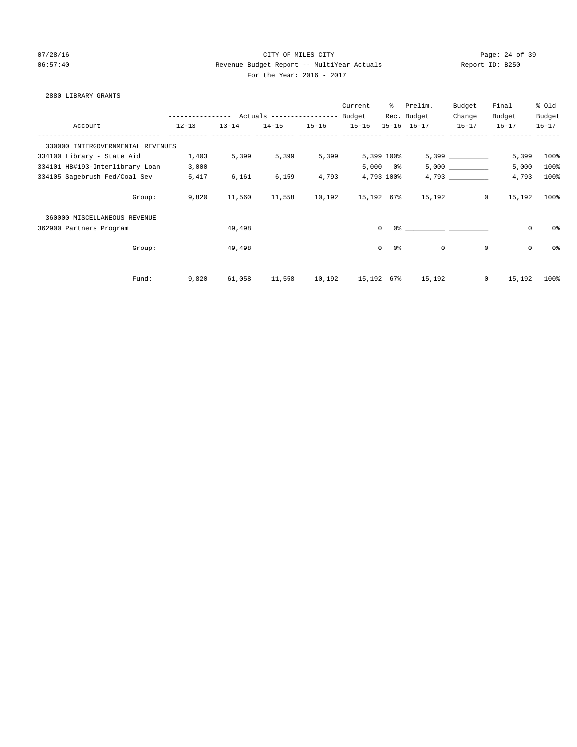CITY OF MILES CITY

Revenue Budget Report -- MultiYear Actuals

For the Year: 2016 - 2017

2880 LIBRARY GRANTS

| Account | Actuals 12-13 | Actuals 13-14 | Actuals 14-15 | Actuals 15-16 | Current Budget 15-16 | % Rec. 15-16 | Prelim. Budget 16-17 | Budget Change 16-17 | Final Budget 16-17 | % Old Budget 16-17 |
|---|---|---|---|---|---|---|---|---|---|---|
| 330000 INTERGOVERNMENTAL REVENUES | | | | | | | | | | |
| 334100 Library - State Aid | 1,403 | 5,399 | 5,399 | 5,399 | 5,399 | 100% | 5,399 | __________ | 5,399 | 100% |
| 334101 HB#193-Interlibrary Loan | 3,000 | | | | 5,000 | 0% | 5,000 | __________ | 5,000 | 100% |
| 334105 Sagebrush Fed/Coal Sev | 5,417 | 6,161 | 6,159 | 4,793 | 4,793 | 100% | 4,793 | __________ | 4,793 | 100% |
| Group: | 9,820 | 11,560 | 11,558 | 10,192 | 15,192 | 67% | 15,192 | 0 | 15,192 | 100% |
| 360000 MISCELLANEOUS REVENUE | | | | | | | | | | |
| 362900 Partners Program | | 49,498 | | | 0 | 0% | __________ | __________ | 0 | 0% |
| Group: | | 49,498 | | | 0 | 0% | 0 | 0 | 0 | 0% |
| Fund: | 9,820 | 61,058 | 11,558 | 10,192 | 15,192 | 67% | 15,192 | 0 | 15,192 | 100% |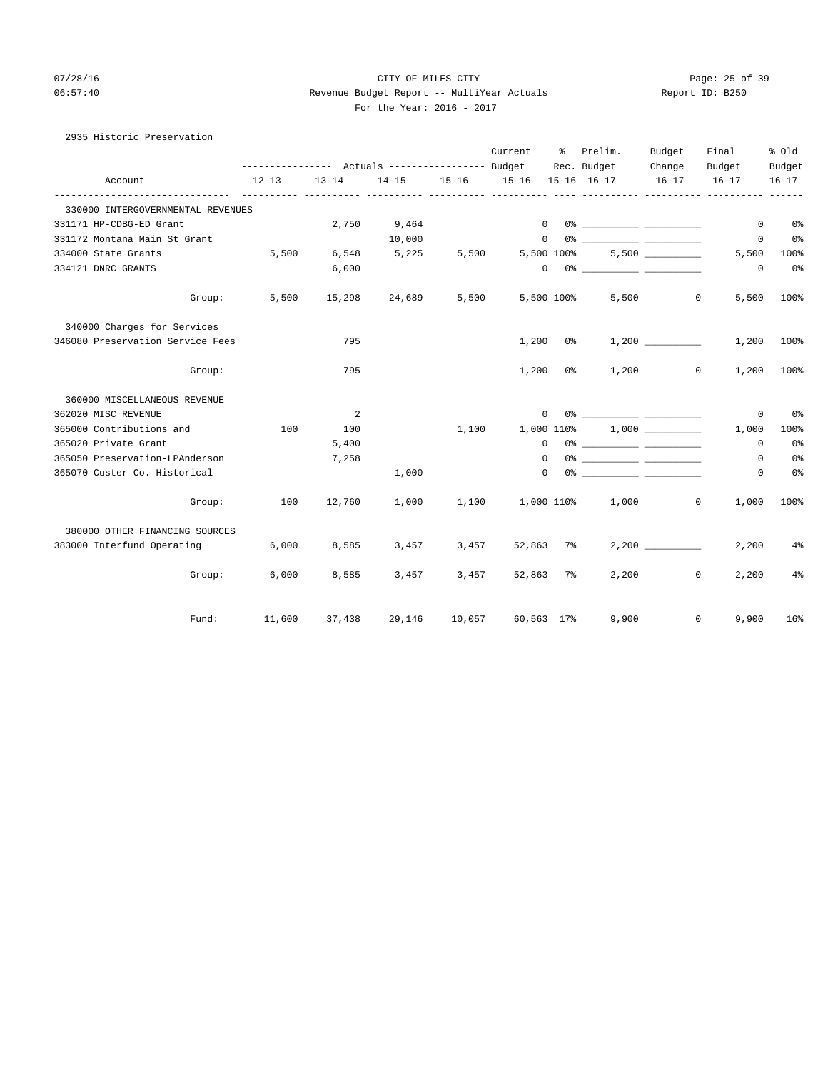CITY OF MILES CITY
Revenue Budget Report -- MultiYear Actuals
For the Year: 2016 - 2017

07/28/16 06:57:40 — Report ID: B250

## 2935 Historic Preservation

| Account | Actuals 12-13 | Actuals 13-14 | Actuals 14-15 | Actuals 15-16 | Current Budget 15-16 | % Rec. 15-16 | Prelim. Budget 16-17 | Budget Change 16-17 | Final Budget 16-17 | % Old Budget 16-17 |
|---|---|---|---|---|---|---|---|---|---|---|
| **330000 INTERGOVERNMENTAL REVENUES** | | | | | | | | | | |
| 331171 HP-CDBG-ED Grant | | 2,750 | 9,464 | | 0 | 0% | __________ | __________ | 0 | 0% |
| 331172 Montana Main St Grant | | | 10,000 | | 0 | 0% | __________ | __________ | 0 | 0% |
| 334000 State Grants | 5,500 | 6,548 | 5,225 | 5,500 | 5,500 | 100% | 5,500 | __________ | 5,500 | 100% |
| 334121 DNRC GRANTS | | 6,000 | | | 0 | 0% | __________ | __________ | 0 | 0% |
| Group: | 5,500 | 15,298 | 24,689 | 5,500 | 5,500 | 100% | 5,500 | 0 | 5,500 | 100% |
| **340000 Charges for Services** | | | | | | | | | | |
| 346080 Preservation Service Fees | | 795 | | | 1,200 | 0% | 1,200 | __________ | 1,200 | 100% |
| Group: | | 795 | | | 1,200 | 0% | 1,200 | 0 | 1,200 | 100% |
| **360000 MISCELLANEOUS REVENUE** | | | | | | | | | | |
| 362020 MISC REVENUE | | 2 | | | 0 | 0% | __________ | __________ | 0 | 0% |
| 365000 Contributions and | 100 | 100 | | 1,100 | 1,000 | 110% | 1,000 | __________ | 1,000 | 100% |
| 365020 Private Grant | | 5,400 | | | 0 | 0% | __________ | __________ | 0 | 0% |
| 365050 Preservation-LPAnderson | | 7,258 | | | 0 | 0% | __________ | __________ | 0 | 0% |
| 365070 Custer Co. Historical | | | 1,000 | | 0 | 0% | __________ | __________ | 0 | 0% |
| Group: | 100 | 12,760 | 1,000 | 1,100 | 1,000 | 110% | 1,000 | 0 | 1,000 | 100% |
| **380000 OTHER FINANCING SOURCES** | | | | | | | | | | |
| 383000 Interfund Operating | 6,000 | 8,585 | 3,457 | 3,457 | 52,863 | 7% | 2,200 | __________ | 2,200 | 4% |
| Group: | 6,000 | 8,585 | 3,457 | 3,457 | 52,863 | 7% | 2,200 | 0 | 2,200 | 4% |
| Fund: | 11,600 | 37,438 | 29,146 | 10,057 | 60,563 | 17% | 9,900 | 0 | 9,900 | 16% |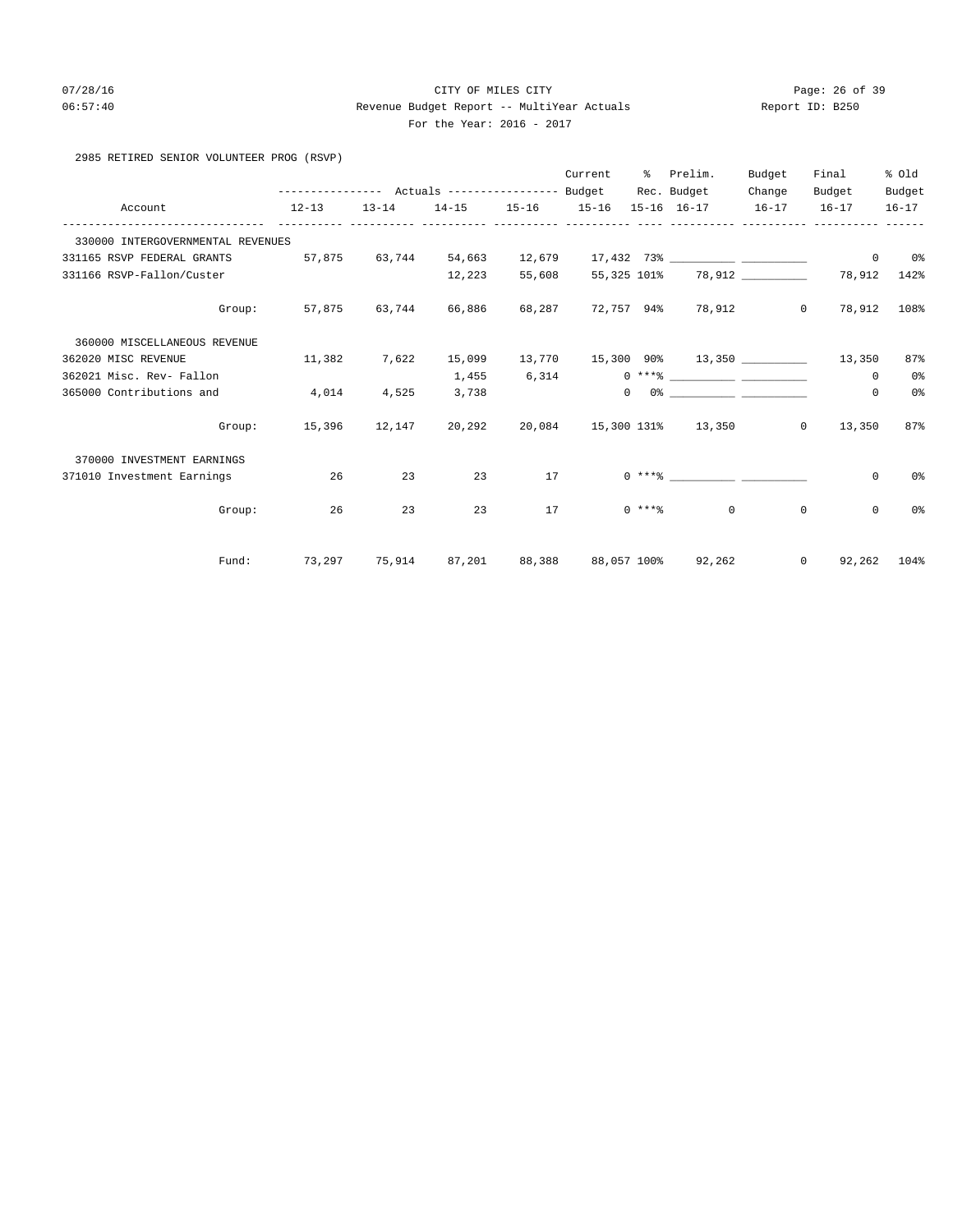CITY OF MILES CITY

Revenue Budget Report -- MultiYear Actuals

For the Year: 2016 - 2017

2985 RETIRED SENIOR VOLUNTEER PROG (RSVP)

| Account | Actuals 12-13 | Actuals 13-14 | Actuals 14-15 | Actuals 15-16 | Current Budget 15-16 | % Rec. 15-16 | Prelim. Budget 16-17 | Budget Change 16-17 | Final Budget 16-17 | % Old Budget 16-17 |
|---|---|---|---|---|---|---|---|---|---|---|
| 330000 INTERGOVERNMENTAL REVENUES | | | | | | | | | | |
| 331165 RSVP FEDERAL GRANTS | 57,875 | 63,744 | 54,663 | 12,679 | 17,432 | 73% | __________ | __________ | 0 | 0% |
| 331166 RSVP-Fallon/Custer | | | 12,223 | 55,608 | 55,325 | 101% | 78,912 | __________ | 78,912 | 142% |
| Group: | 57,875 | 63,744 | 66,886 | 68,287 | 72,757 | 94% | 78,912 | 0 | 78,912 | 108% |
| 360000 MISCELLANEOUS REVENUE | | | | | | | | | | |
| 362020 MISC REVENUE | 11,382 | 7,622 | 15,099 | 13,770 | 15,300 | 90% | 13,350 | __________ | 13,350 | 87% |
| 362021 Misc. Rev- Fallon | | | 1,455 | 6,314 | 0 | ***% | __________ | __________ | 0 | 0% |
| 365000 Contributions and | 4,014 | 4,525 | 3,738 | | 0 | 0% | __________ | __________ | 0 | 0% |
| Group: | 15,396 | 12,147 | 20,292 | 20,084 | 15,300 | 131% | 13,350 | 0 | 13,350 | 87% |
| 370000 INVESTMENT EARNINGS | | | | | | | | | | |
| 371010 Investment Earnings | 26 | 23 | 23 | 17 | 0 | ***% | __________ | __________ | 0 | 0% |
| Group: | 26 | 23 | 23 | 17 | 0 | ***% | 0 | 0 | 0 | 0% |
| Fund: | 73,297 | 75,914 | 87,201 | 88,388 | 88,057 | 100% | 92,262 | 0 | 92,262 | 104% |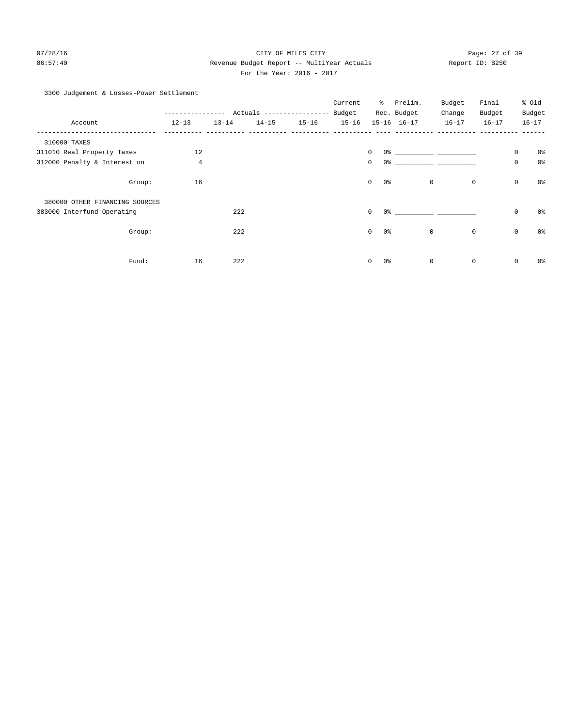CITY OF MILES CITY

Revenue Budget Report -- MultiYear Actuals

For the Year: 2016 - 2017

3300 Judgement & Losses-Power Settlement

| Account | Actuals 12-13 | Actuals 13-14 | Actuals 14-15 | Actuals 15-16 | Current Budget 15-16 | % Rec. 15-16 | Prelim. Budget 16-17 | Budget Change 16-17 | Final Budget 16-17 | % Old Budget 16-17 |
|---|---|---|---|---|---|---|---|---|---|---|
| 310000 TAXES | | | | | | | | | | |
| 311010 Real Property Taxes | 12 | | | | 0 | 0% | __________ | __________ | 0 | 0% |
| 312000 Penalty & Interest on | 4 | | | | 0 | 0% | __________ | __________ | 0 | 0% |
| Group: | 16 | | | | 0 | 0% | 0 | 0 | 0 | 0% |
| 380000 OTHER FINANCING SOURCES | | | | | | | | | | |
| 383000 Interfund Operating | | 222 | | | 0 | 0% | __________ | __________ | 0 | 0% |
| Group: | | 222 | | | 0 | 0% | 0 | 0 | 0 | 0% |
| Fund: | 16 | 222 | | | 0 | 0% | 0 | 0 | 0 | 0% |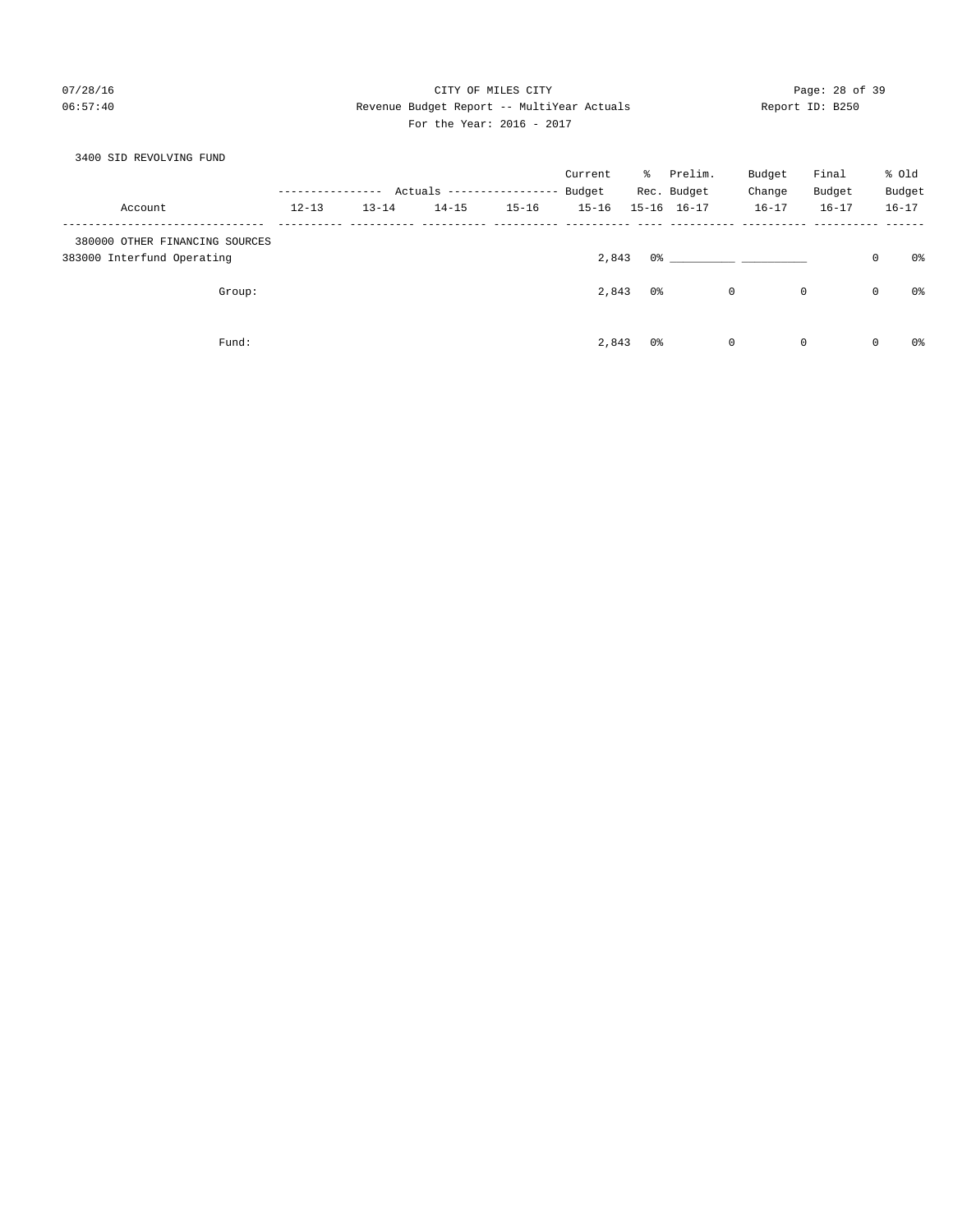CITY OF MILES CITY

Revenue Budget Report -- MultiYear Actuals

For the Year: 2016 - 2017

3400 SID REVOLVING FUND

| Account | 12-13 | 13-14 | 14-15 | 15-16 | Current Budget 15-16 | % Rec. 15-16 | Prelim. Budget 16-17 | Budget Change 16-17 | Final Budget 16-17 | % Old Budget 16-17 |
|---|---|---|---|---|---|---|---|---|---|---|
| 380000 OTHER FINANCING SOURCES | | | | | | | | | | |
| 383000 Interfund Operating | | | | | 2,843 | 0% | __________ | __________ | 0 | 0% |
| Group: | | | | | 2,843 | 0% | 0 | 0 | 0 | 0% |
| Fund: | | | | | 2,843 | 0% | 0 | 0 | 0 | 0% |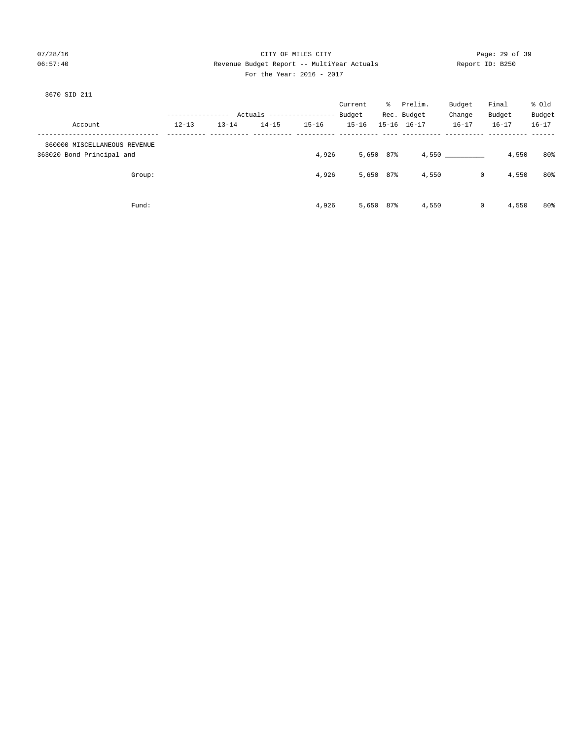CITY OF MILES CITY
Revenue Budget Report -- MultiYear Actuals
For the Year: 2016 - 2017

07/28/16
06:57:40

Report ID: B250

3670 SID 211

| Account | 12-13 | 13-14 | 14-15 | 15-16 | Current Budget 15-16 | % Rec. 15-16 | Prelim. Budget 16-17 | Budget Change 16-17 | Final Budget 16-17 | % Old Budget 16-17 |
|---|---|---|---|---|---|---|---|---|---|---|
| 360000 MISCELLANEOUS REVENUE | | | | | | | | | | |
| 363020 Bond Principal and | | | | 4,926 | 5,650 | 87% | 4,550 | __________ | 4,550 | 80% |
| Group: | | | | 4,926 | 5,650 | 87% | 4,550 | 0 | 4,550 | 80% |
| Fund: | | | | 4,926 | 5,650 | 87% | 4,550 | 0 | 4,550 | 80% |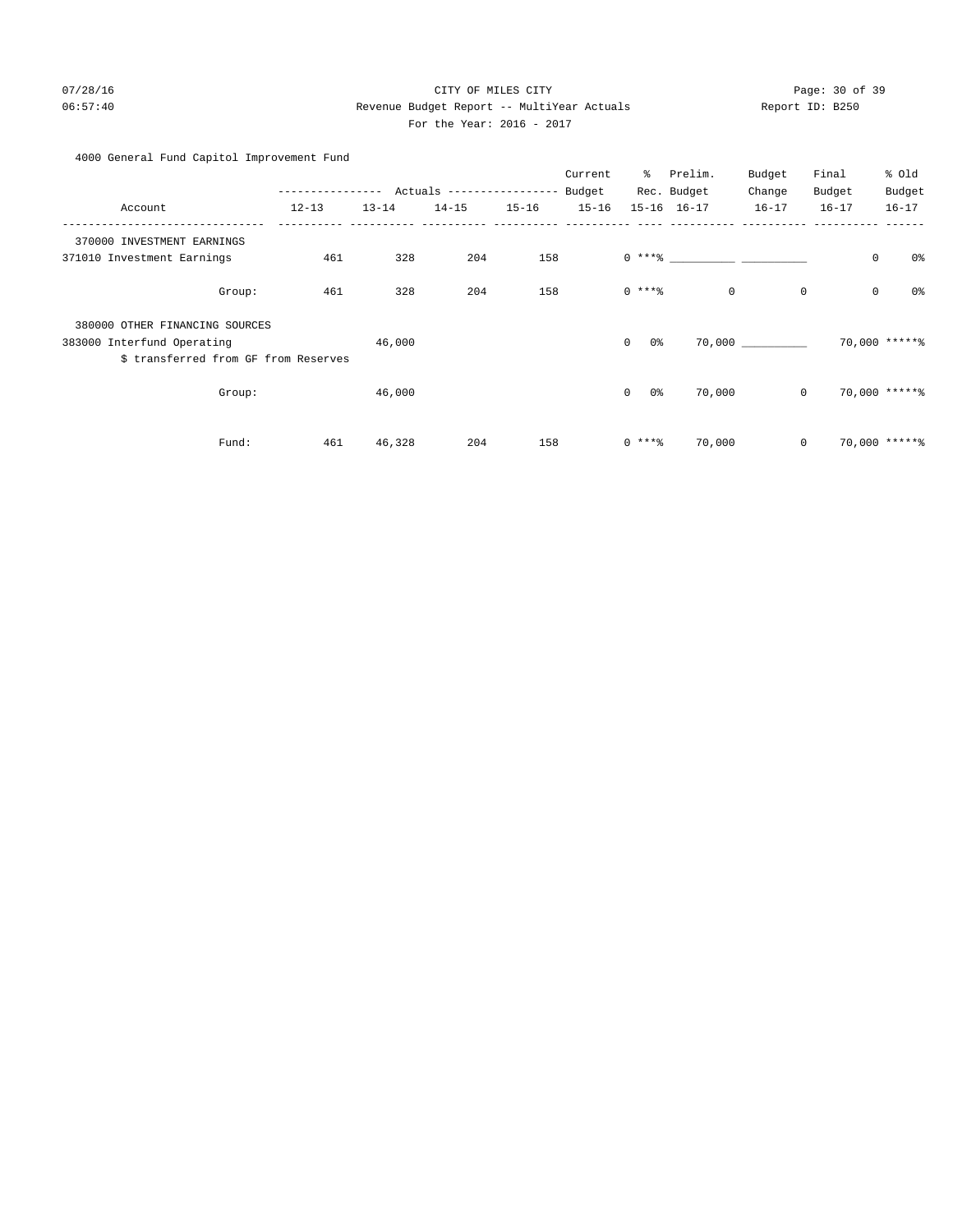CITY OF MILES CITY

Revenue Budget Report -- MultiYear Actuals

For the Year: 2016 - 2017

4000 General Fund Capitol Improvement Fund

| Account | Actuals 12-13 | Actuals 13-14 | Actuals 14-15 | Actuals 15-16 | Current Budget 15-16 | % Rec. 15-16 | Prelim. Budget 16-17 | Budget Change 16-17 | Final Budget 16-17 | % Old Budget 16-17 |
|---|---|---|---|---|---|---|---|---|---|---|
| 370000 INVESTMENT EARNINGS | | | | | | | | | | |
| 371010 Investment Earnings | 461 | 328 | 204 | 158 | 0 | ***% | __________ | __________ | 0 | 0% |
| Group: | 461 | 328 | 204 | 158 | 0 | ***% | 0 | 0 | 0 | 0% |
| 380000 OTHER FINANCING SOURCES | | | | | | | | | | |
| 383000 Interfund Operating | | 46,000 | | | 0 | 0% | 70,000 | __________ | 70,000 | *****% |
| $ transferred from GF from Reserves | | | | | | | | | | |
| Group: | | 46,000 | | | 0 | 0% | 70,000 | 0 | 70,000 | *****% |
| Fund: | 461 | 46,328 | 204 | 158 | 0 | ***% | 70,000 | 0 | 70,000 | *****% |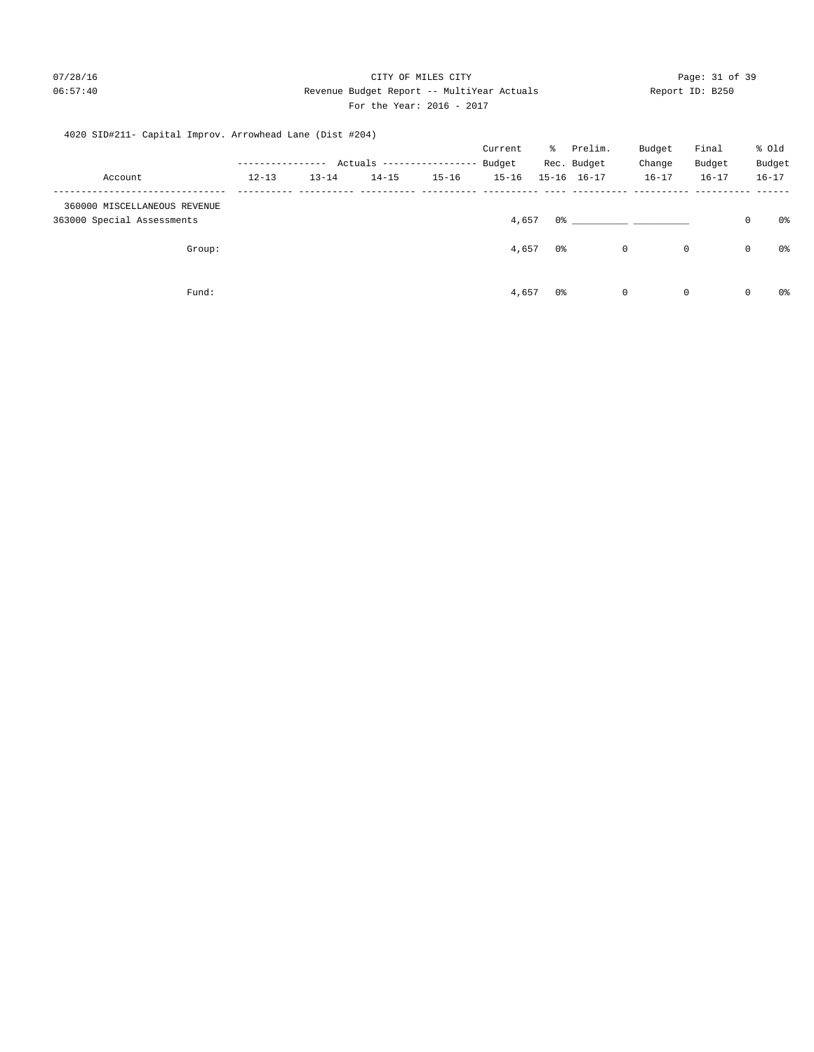CITY OF MILES CITY

Revenue Budget Report -- MultiYear Actuals

For the Year: 2016 - 2017

07/28/16
06:57:40

Report ID: B250

4020 SID#211- Capital Improv. Arrowhead Lane (Dist #204)

| Account | 12-13 | 13-14 | 14-15 | 15-16 | Current Budget 15-16 | % Rec. 15-16 | Prelim. Budget 16-17 | Budget Change 16-17 | Final Budget 16-17 | % Old Budget 16-17 |
|---|---|---|---|---|---|---|---|---|---|---|
| 360000 MISCELLANEOUS REVENUE | | | | | | | | | | |
| 363000 Special Assessments | | | | | 4,657 | 0% | __________ | __________ | 0 | 0% |
| Group: | | | | | 4,657 | 0% | 0 | 0 | 0 | 0% |
| Fund: | | | | | 4,657 | 0% | 0 | 0 | 0 | 0% |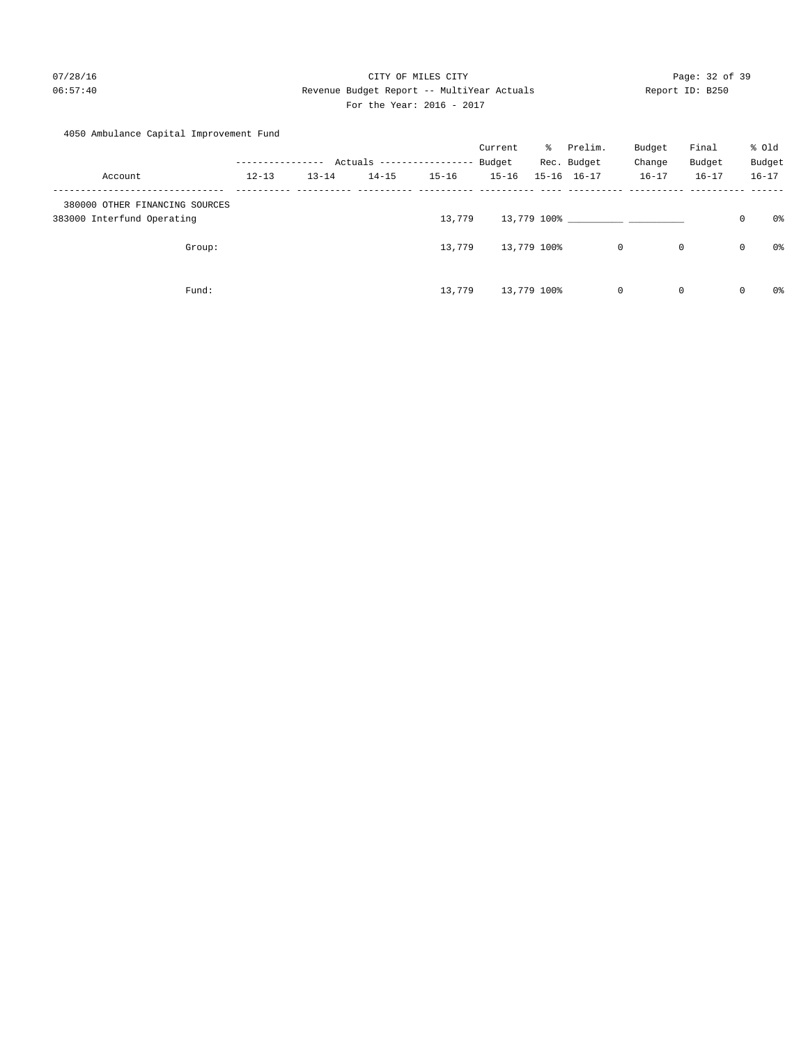CITY OF MILES CITY
Revenue Budget Report -- MultiYear Actuals
For the Year: 2016 - 2017

07/28/16
06:57:40

Report ID: B250

4050 Ambulance Capital Improvement Fund

| Account | Actuals 12-13 | Actuals 13-14 | Actuals 14-15 | Actuals 15-16 | Current Budget 15-16 | % Rec. 15-16 | Prelim. Budget 16-17 | Budget Change 16-17 | Final Budget 16-17 | % Old Budget 16-17 |
|---|---|---|---|---|---|---|---|---|---|---|
| 380000 OTHER FINANCING SOURCES | | | | | | | | | | |
| 383000 Interfund Operating | | | | | 13,779 | 13,779 100% | __________ | __________ | 0 | 0% |
| Group: | | | | | 13,779 | 13,779 100% | 0 | 0 | 0 | 0% |
| Fund: | | | | | 13,779 | 13,779 100% | 0 | 0 | 0 | 0% |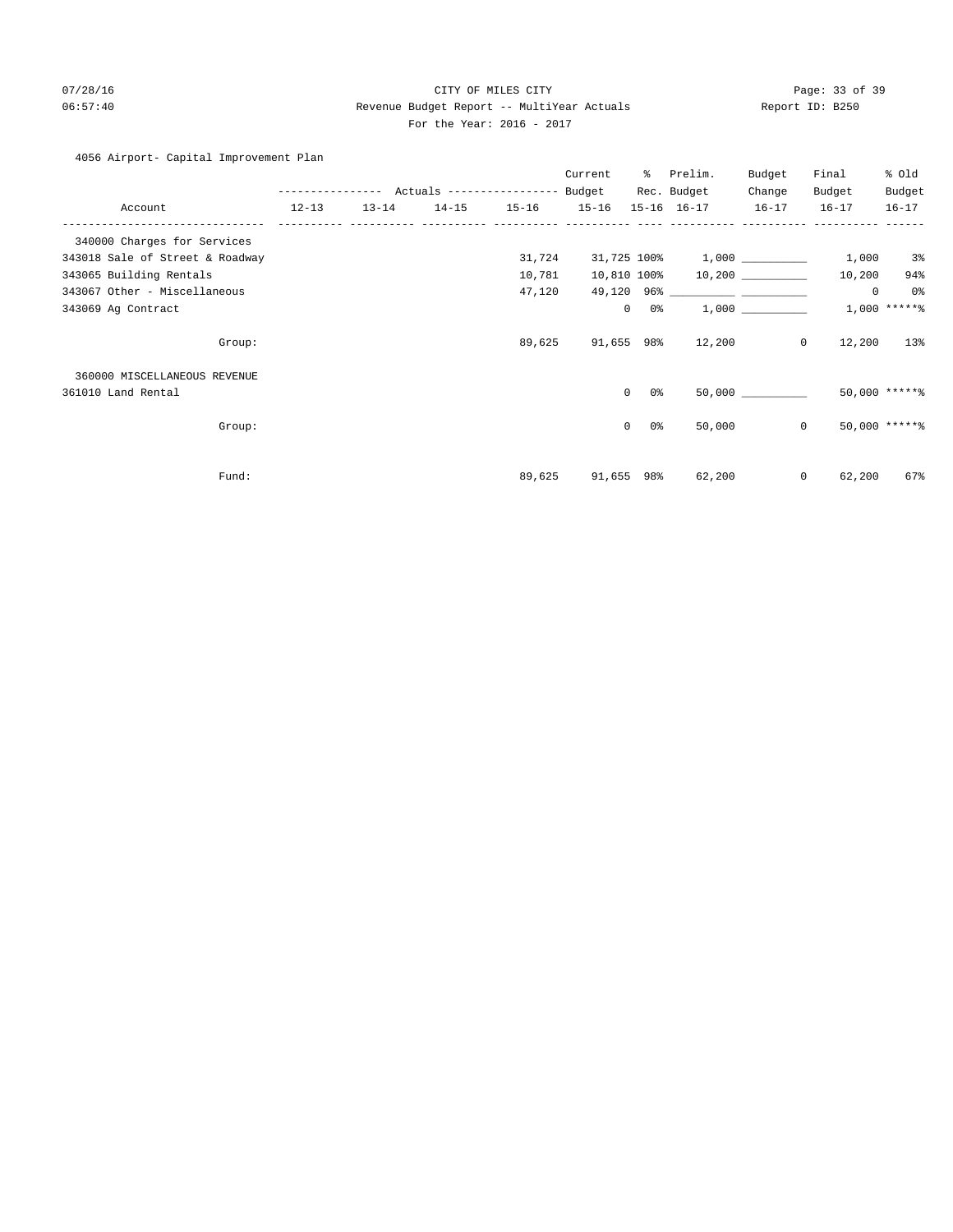CITY OF MILES CITY

Revenue Budget Report -- MultiYear Actuals

For the Year: 2016 - 2017

Report ID: B250

07/28/16 06:57:40

## 4056 Airport- Capital Improvement Plan

| Account | Actuals 12-13 | Actuals 13-14 | Actuals 14-15 | Actuals 15-16 | Current Budget 15-16 | % Rec. 15-16 | Prelim. Budget 16-17 | Budget Change 16-17 | Final Budget 16-17 | % Old Budget 16-17 |
|---|---|---|---|---|---|---|---|---|---|---|
| 340000 Charges for Services | | | | | | | | | | |
| 343018 Sale of Street & Roadway | | | | 31,724 | 31,725 | 100% | 1,000 | __________ | 1,000 | 3% |
| 343065 Building Rentals | | | | 10,781 | 10,810 | 100% | 10,200 | __________ | 10,200 | 94% |
| 343067 Other - Miscellaneous | | | | 47,120 | 49,120 | 96% | __________ | __________ | 0 | 0% |
| 343069 Ag Contract | | | | | 0 | 0% | 1,000 | __________ | 1,000 | *****% |
| Group: | | | | 89,625 | 91,655 | 98% | 12,200 | 0 | 12,200 | 13% |
| 360000 MISCELLANEOUS REVENUE | | | | | | | | | | |
| 361010 Land Rental | | | | | 0 | 0% | 50,000 | __________ | 50,000 | *****% |
| Group: | | | | | 0 | 0% | 50,000 | 0 | 50,000 | *****% |
| Fund: | | | | 89,625 | 91,655 | 98% | 62,200 | 0 | 62,200 | 67% |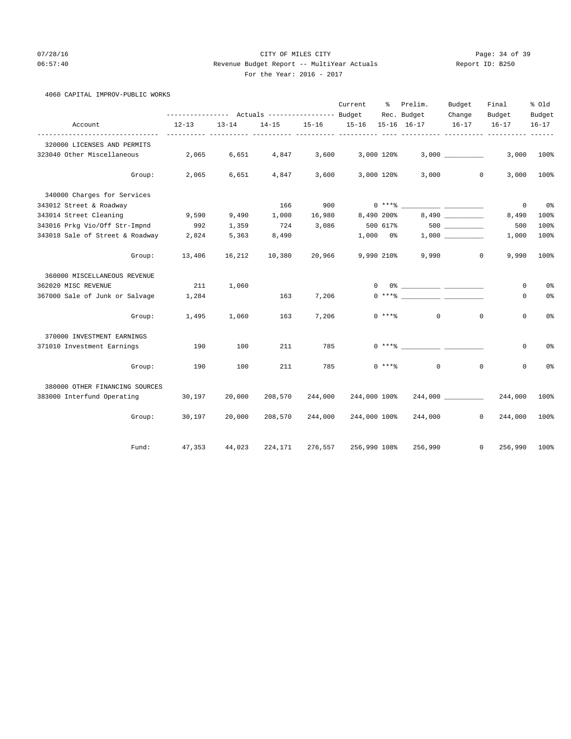CITY OF MILES CITY

Revenue Budget Report -- MultiYear Actuals

For the Year: 2016 - 2017

07/28/16 06:57:40 — Report ID: B250

4060 CAPITAL IMPROV-PUBLIC WORKS

| Account | Actuals 12-13 | Actuals 13-14 | Actuals 14-15 | Actuals 15-16 | Current Budget 15-16 | % Rec. 15-16 | Prelim. Budget 16-17 | Budget Change 16-17 | Final Budget 16-17 | % Old Budget 16-17 |
|---|---|---|---|---|---|---|---|---|---|---|
| 320000 LICENSES AND PERMITS | | | | | | | | | | |
| 323040 Other Miscellaneous | 2,065 | 6,651 | 4,847 | 3,600 | 3,000 | 120% | 3,000 | ___________ | 3,000 | 100% |
| Group: | 2,065 | 6,651 | 4,847 | 3,600 | 3,000 | 120% | 3,000 | 0 | 3,000 | 100% |
| 340000 Charges for Services | | | | | | | | | | |
| 343012 Street & Roadway | | | 166 | 900 | 0 | ***% | ___________ | ___________ | 0 | 0% |
| 343014 Street Cleaning | 9,590 | 9,490 | 1,000 | 16,980 | 8,490 | 200% | 8,490 | ___________ | 8,490 | 100% |
| 343016 Prkg Vio/Off Str-Impnd | 992 | 1,359 | 724 | 3,086 | 500 | 617% | 500 | ___________ | 500 | 100% |
| 343018 Sale of Street & Roadway | 2,824 | 5,363 | 8,490 | | 1,000 | 0% | 1,000 | ___________ | 1,000 | 100% |
| Group: | 13,406 | 16,212 | 10,380 | 20,966 | 9,990 | 210% | 9,990 | 0 | 9,990 | 100% |
| 360000 MISCELLANEOUS REVENUE | | | | | | | | | | |
| 362020 MISC REVENUE | 211 | 1,060 | | | 0 | 0% | ___________ | ___________ | 0 | 0% |
| 367000 Sale of Junk or Salvage | 1,284 | | 163 | 7,206 | 0 | ***% | ___________ | ___________ | 0 | 0% |
| Group: | 1,495 | 1,060 | 163 | 7,206 | 0 | ***% | 0 | 0 | 0 | 0% |
| 370000 INVESTMENT EARNINGS | | | | | | | | | | |
| 371010 Investment Earnings | 190 | 100 | 211 | 785 | 0 | ***% | ___________ | ___________ | 0 | 0% |
| Group: | 190 | 100 | 211 | 785 | 0 | ***% | 0 | 0 | 0 | 0% |
| 380000 OTHER FINANCING SOURCES | | | | | | | | | | |
| 383000 Interfund Operating | 30,197 | 20,000 | 208,570 | 244,000 | 244,000 | 100% | 244,000 | ___________ | 244,000 | 100% |
| Group: | 30,197 | 20,000 | 208,570 | 244,000 | 244,000 | 100% | 244,000 | 0 | 244,000 | 100% |
| Fund: | 47,353 | 44,023 | 224,171 | 276,557 | 256,990 | 108% | 256,990 | 0 | 256,990 | 100% |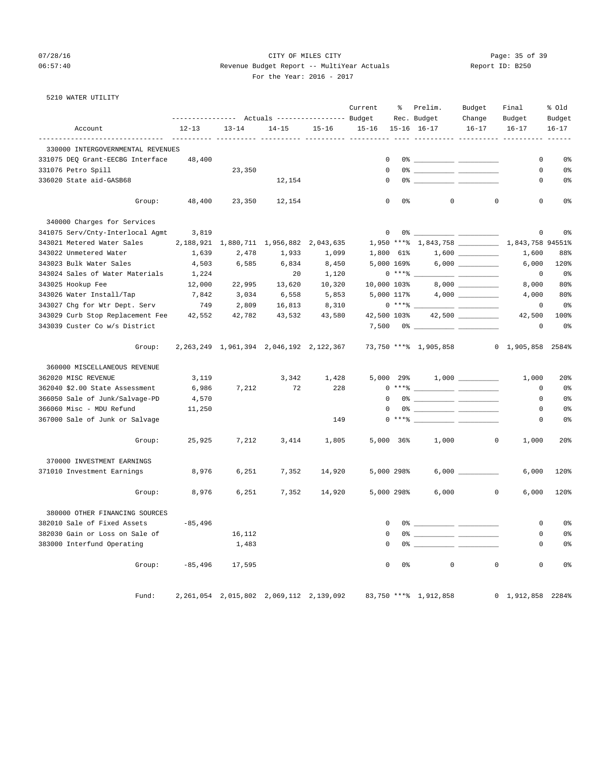CITY OF MILES CITY

Revenue Budget Report -- MultiYear Actuals

For the Year: 2016 - 2017

07/28/16 06:57:40 Report ID: B250

5210 WATER UTILITY

| Account | Actuals 12-13 | Actuals 13-14 | Actuals 14-15 | Actuals 15-16 | Current Budget 15-16 | % Rec. 15-16 | Prelim. Budget 16-17 | Budget Change 16-17 | Final Budget 16-17 | % Old Budget 16-17 |
|---|---|---|---|---|---|---|---|---|---|---|
| **330000 INTERGOVERNMENTAL REVENUES** | | | | | | | | | | |
| 331075 DEQ Grant-EECBG Interface | 48,400 | | | | 0 | 0% | __________ | __________ | 0 | 0% |
| 331076 Petro Spill | | 23,350 | | | 0 | 0% | __________ | __________ | 0 | 0% |
| 336020 State aid-GASB68 | | | 12,154 | | 0 | 0% | __________ | __________ | 0 | 0% |
| Group: | 48,400 | 23,350 | 12,154 | | 0 | 0% | 0 | 0 | 0 | 0% |
| **340000 Charges for Services** | | | | | | | | | | |
| 341075 Serv/Cnty-Interlocal Agmt | 3,819 | | | | 0 | 0% | __________ | __________ | 0 | 0% |
| 343021 Metered Water Sales | 2,188,921 | 1,880,711 | 1,956,882 | 2,043,635 | 1,950 | *** | 1,843,758 | __________ | 1,843,758 | 94551% |
| 343022 Unmetered Water | 1,639 | 2,478 | 1,933 | 1,099 | 1,800 | 61% | 1,600 | __________ | 1,600 | 88% |
| 343023 Bulk Water Sales | 4,503 | 6,585 | 6,834 | 8,450 | 5,000 | 169% | 6,000 | __________ | 6,000 | 120% |
| 343024 Sales of Water Materials | 1,224 | | 20 | 1,120 | 0 | *** | __________ | __________ | 0 | 0% |
| 343025 Hookup Fee | 12,000 | 22,995 | 13,620 | 10,320 | 10,000 | 103% | 8,000 | __________ | 8,000 | 80% |
| 343026 Water Install/Tap | 7,842 | 3,034 | 6,558 | 5,853 | 5,000 | 117% | 4,000 | __________ | 4,000 | 80% |
| 343027 Chg for Wtr Dept. Serv | 749 | 2,809 | 16,813 | 8,310 | 0 | *** | __________ | __________ | 0 | 0% |
| 343029 Curb Stop Replacement Fee | 42,552 | 42,782 | 43,532 | 43,580 | 42,500 | 103% | 42,500 | __________ | 42,500 | 100% |
| 343039 Custer Co w/s District | | | | | 7,500 | 0% | __________ | __________ | 0 | 0% |
| Group: | 2,263,249 | 1,961,394 | 2,046,192 | 2,122,367 | 73,750 | *** | 1,905,858 | 0 | 1,905,858 | 2584% |
| **360000 MISCELLANEOUS REVENUE** | | | | | | | | | | |
| 362020 MISC REVENUE | 3,119 | | 3,342 | 1,428 | 5,000 | 29% | 1,000 | __________ | 1,000 | 20% |
| 362040 $2.00 State Assessment | 6,986 | 7,212 | 72 | 228 | 0 | *** | __________ | __________ | 0 | 0% |
| 366050 Sale of Junk/Salvage-PD | 4,570 | | | | 0 | 0% | __________ | __________ | 0 | 0% |
| 366060 Misc - MDU Refund | 11,250 | | | | 0 | 0% | __________ | __________ | 0 | 0% |
| 367000 Sale of Junk or Salvage | | | | 149 | 0 | *** | __________ | __________ | 0 | 0% |
| Group: | 25,925 | 7,212 | 3,414 | 1,805 | 5,000 | 36% | 1,000 | 0 | 1,000 | 20% |
| **370000 INVESTMENT EARNINGS** | | | | | | | | | | |
| 371010 Investment Earnings | 8,976 | 6,251 | 7,352 | 14,920 | 5,000 | 298% | 6,000 | __________ | 6,000 | 120% |
| Group: | 8,976 | 6,251 | 7,352 | 14,920 | 5,000 | 298% | 6,000 | 0 | 6,000 | 120% |
| **380000 OTHER FINANCING SOURCES** | | | | | | | | | | |
| 382010 Sale of Fixed Assets | -85,496 | | | | 0 | 0% | __________ | __________ | 0 | 0% |
| 382030 Gain or Loss on Sale of | | 16,112 | | | 0 | 0% | __________ | __________ | 0 | 0% |
| 383000 Interfund Operating | | 1,483 | | | 0 | 0% | __________ | __________ | 0 | 0% |
| Group: | -85,496 | 17,595 | | | 0 | 0% | 0 | 0 | 0 | 0% |
| Fund: | 2,261,054 | 2,015,802 | 2,069,112 | 2,139,092 | 83,750 | *** | 1,912,858 | 0 | 1,912,858 | 2284% |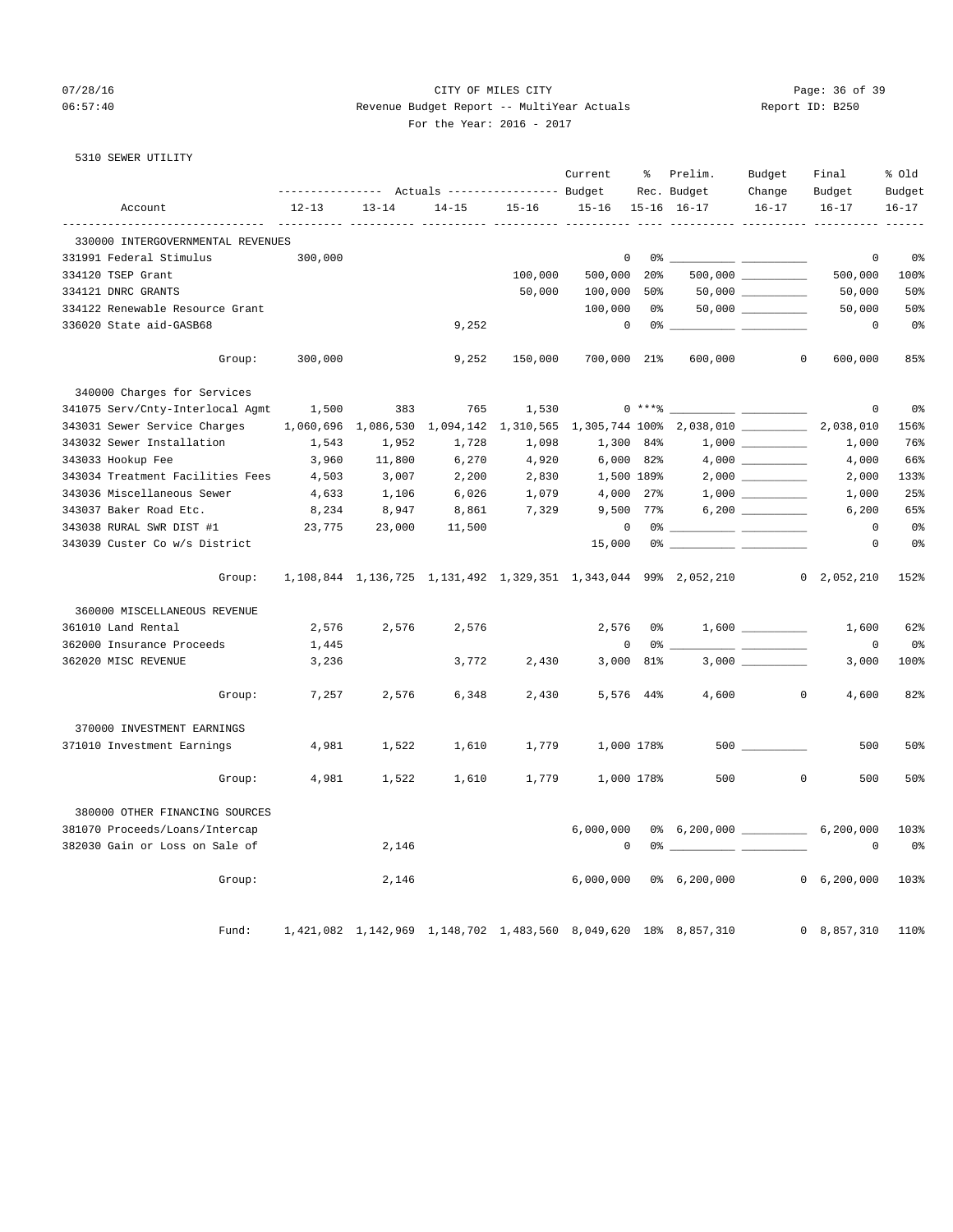CITY OF MILES CITY
Revenue Budget Report -- MultiYear Actuals
For the Year: 2016 - 2017

Report ID: B250

5310 SEWER UTILITY

| Account | Actuals 12-13 | Actuals 13-14 | Actuals 14-15 | Actuals 15-16 | Current Budget 15-16 | % Rec. 15-16 | Prelim. Budget 16-17 | Budget Change 16-17 | Final Budget 16-17 | % Old Budget 16-17 |
|---|---|---|---|---|---|---|---|---|---|---|
| **330000 INTERGOVERNMENTAL REVENUES** | | | | | | | | | | |
| 331991 Federal Stimulus | 300,000 | | | | 0 | 0% | __________ | __________ | 0 | 0% |
| 334120 TSEP Grant | | | | 100,000 | 500,000 | 20% | 500,000 | __________ | 500,000 | 100% |
| 334121 DNRC GRANTS | | | | 50,000 | 100,000 | 50% | 50,000 | __________ | 50,000 | 50% |
| 334122 Renewable Resource Grant | | | | | 100,000 | 0% | 50,000 | __________ | 50,000 | 50% |
| 336020 State aid-GASB68 | | | 9,252 | | 0 | 0% | __________ | __________ | 0 | 0% |
| Group: | 300,000 | | 9,252 | 150,000 | 700,000 | 21% | 600,000 | 0 | 600,000 | 85% |
| **340000 Charges for Services** | | | | | | | | | | |
| 341075 Serv/Cnty-Interlocal Agmt | 1,500 | 383 | 765 | 1,530 | 0 | ***% | __________ | __________ | 0 | 0% |
| 343031 Sewer Service Charges | 1,060,696 | 1,086,530 | 1,094,142 | 1,310,565 | 1,305,744 | 100% | 2,038,010 | __________ | 2,038,010 | 156% |
| 343032 Sewer Installation | 1,543 | 1,952 | 1,728 | 1,098 | 1,300 | 84% | 1,000 | __________ | 1,000 | 76% |
| 343033 Hookup Fee | 3,960 | 11,800 | 6,270 | 4,920 | 6,000 | 82% | 4,000 | __________ | 4,000 | 66% |
| 343034 Treatment Facilities Fees | 4,503 | 3,007 | 2,200 | 2,830 | 1,500 | 189% | 2,000 | __________ | 2,000 | 133% |
| 343036 Miscellaneous Sewer | 4,633 | 1,106 | 6,026 | 1,079 | 4,000 | 27% | 1,000 | __________ | 1,000 | 25% |
| 343037 Baker Road Etc. | 8,234 | 8,947 | 8,861 | 7,329 | 9,500 | 77% | 6,200 | __________ | 6,200 | 65% |
| 343038 RURAL SWR DIST #1 | 23,775 | 23,000 | 11,500 | | 0 | 0% | __________ | __________ | 0 | 0% |
| 343039 Custer Co w/s District | | | | | 15,000 | 0% | __________ | __________ | 0 | 0% |
| Group: | 1,108,844 | 1,136,725 | 1,131,492 | 1,329,351 | 1,343,044 | 99% | 2,052,210 | 0 | 2,052,210 | 152% |
| **360000 MISCELLANEOUS REVENUE** | | | | | | | | | | |
| 361010 Land Rental | 2,576 | 2,576 | 2,576 | | 2,576 | 0% | 1,600 | __________ | 1,600 | 62% |
| 362000 Insurance Proceeds | 1,445 | | | | 0 | 0% | __________ | __________ | 0 | 0% |
| 362020 MISC REVENUE | 3,236 | | 3,772 | 2,430 | 3,000 | 81% | 3,000 | __________ | 3,000 | 100% |
| Group: | 7,257 | 2,576 | 6,348 | 2,430 | 5,576 | 44% | 4,600 | 0 | 4,600 | 82% |
| **370000 INVESTMENT EARNINGS** | | | | | | | | | | |
| 371010 Investment Earnings | 4,981 | 1,522 | 1,610 | 1,779 | 1,000 | 178% | 500 | __________ | 500 | 50% |
| Group: | 4,981 | 1,522 | 1,610 | 1,779 | 1,000 | 178% | 500 | 0 | 500 | 50% |
| **380000 OTHER FINANCING SOURCES** | | | | | | | | | | |
| 381070 Proceeds/Loans/Intercap | | | | | 6,000,000 | 0% | 6,200,000 | __________ | 6,200,000 | 103% |
| 382030 Gain or Loss on Sale of | | 2,146 | | | 0 | 0% | __________ | __________ | 0 | 0% |
| Group: | | 2,146 | | | 6,000,000 | 0% | 6,200,000 | 0 | 6,200,000 | 103% |
| Fund: | 1,421,082 | 1,142,969 | 1,148,702 | 1,483,560 | 8,049,620 | 18% | 8,857,310 | 0 | 8,857,310 | 110% |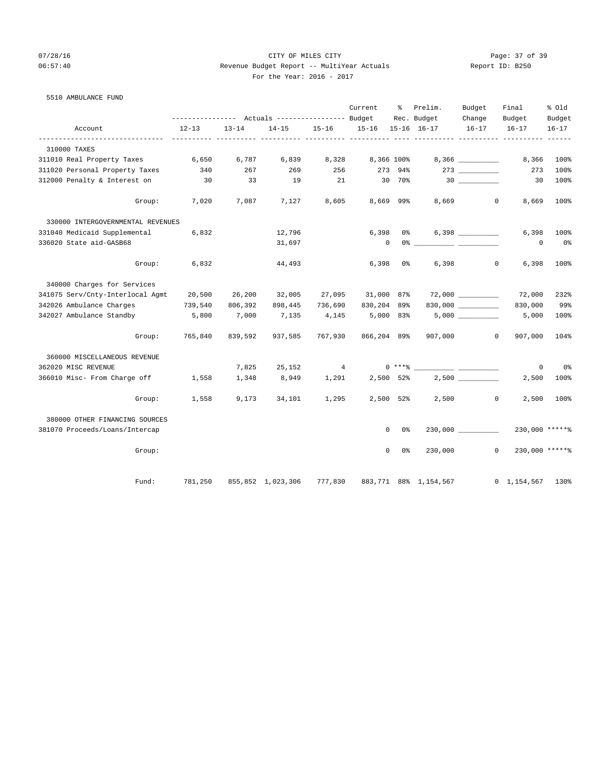07/28/16 CITY OF MILES CITY
06:57:40 Revenue Budget Report -- MultiYear Actuals Report ID: B250
For the Year: 2016 - 2017

5510 AMBULANCE FUND

| Account | Actuals 12-13 | Actuals 13-14 | Actuals 14-15 | Actuals 15-16 | Current Budget 15-16 | % Rec. 15-16 | Prelim. Budget 16-17 | Budget Change 16-17 | Final Budget 16-17 | % Old Budget 16-17 |
|---|---|---|---|---|---|---|---|---|---|---|
| 310000 TAXES | | | | | | | | | | |
| 311010 Real Property Taxes | 6,650 | 6,787 | 6,839 | 8,328 | 8,366 | 100% | 8,366 | __________ | 8,366 | 100% |
| 311020 Personal Property Taxes | 340 | 267 | 269 | 256 | 273 | 94% | 273 | __________ | 273 | 100% |
| 312000 Penalty & Interest on | 30 | 33 | 19 | 21 | 30 | 70% | 30 | __________ | 30 | 100% |
| Group: | 7,020 | 7,087 | 7,127 | 8,605 | 8,669 | 99% | 8,669 | 0 | 8,669 | 100% |
| 330000 INTERGOVERNMENTAL REVENUES | | | | | | | | | | |
| 331040 Medicaid Supplemental | 6,832 | | 12,796 | | 6,398 | 0% | 6,398 | __________ | 6,398 | 100% |
| 336020 State aid-GASB68 | | | 31,697 | | 0 | 0% | __________ | __________ | 0 | 0% |
| Group: | 6,832 | | 44,493 | | 6,398 | 0% | 6,398 | 0 | 6,398 | 100% |
| 340000 Charges for Services | | | | | | | | | | |
| 341075 Serv/Cnty-Interlocal Agmt | 20,500 | 26,200 | 32,005 | 27,095 | 31,000 | 87% | 72,000 | __________ | 72,000 | 232% |
| 342026 Ambulance Charges | 739,540 | 806,392 | 898,445 | 736,690 | 830,204 | 89% | 830,000 | __________ | 830,000 | 99% |
| 342027 Ambulance Standby | 5,800 | 7,000 | 7,135 | 4,145 | 5,000 | 83% | 5,000 | __________ | 5,000 | 100% |
| Group: | 765,840 | 839,592 | 937,585 | 767,930 | 866,204 | 89% | 907,000 | 0 | 907,000 | 104% |
| 360000 MISCELLANEOUS REVENUE | | | | | | | | | | |
| 362020 MISC REVENUE | | 7,825 | 25,152 | 4 | 0 | ***% | __________ | __________ | 0 | 0% |
| 366010 Misc- From Charge off | 1,558 | 1,348 | 8,949 | 1,291 | 2,500 | 52% | 2,500 | __________ | 2,500 | 100% |
| Group: | 1,558 | 9,173 | 34,101 | 1,295 | 2,500 | 52% | 2,500 | 0 | 2,500 | 100% |
| 380000 OTHER FINANCING SOURCES | | | | | | | | | | |
| 381070 Proceeds/Loans/Intercap | | | | | 0 | 0% | 230,000 | __________ | 230,000 | *****% |
| Group: | | | | | 0 | 0% | 230,000 | 0 | 230,000 | *****% |
| Fund: | 781,250 | 855,852 | 1,023,306 | 777,830 | 883,771 | 88% | 1,154,567 | 0 | 1,154,567 | 130% |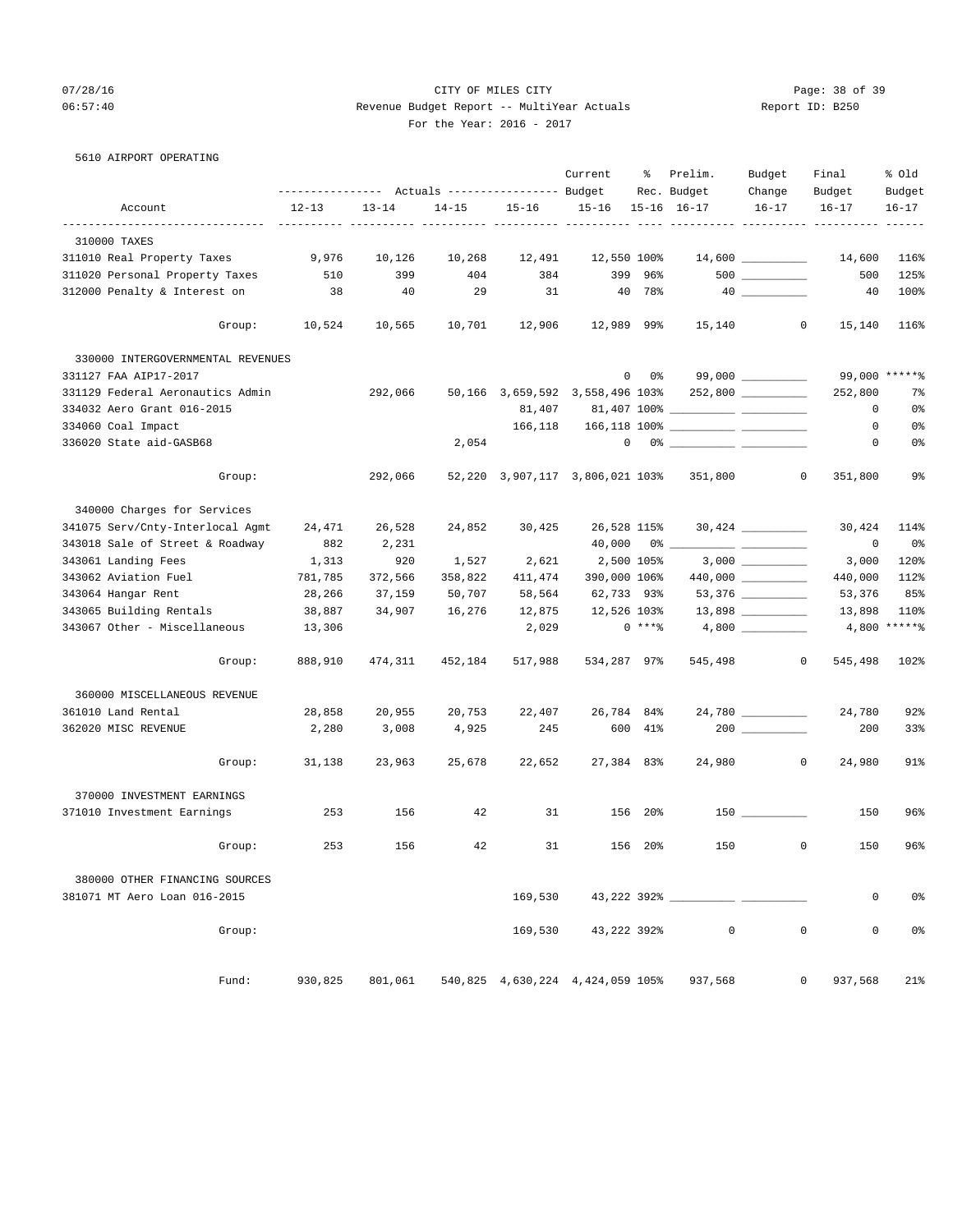CITY OF MILES CITY
Revenue Budget Report -- MultiYear Actuals
For the Year: 2016 - 2017

07/28/16 06:57:40 — Report ID: B250

5610 AIRPORT OPERATING

| Account | Actuals 12-13 | Actuals 13-14 | Actuals 14-15 | Actuals 15-16 | Current Budget 15-16 | % Rec. 15-16 | Prelim. Budget 16-17 | Budget Change 16-17 | Final Budget 16-17 | % Old Budget 16-17 |
|---|---|---|---|---|---|---|---|---|---|---|
| **310000 TAXES** | | | | | | | | | | |
| 311010 Real Property Taxes | 9,976 | 10,126 | 10,268 | 12,491 | 12,550 | 100% | 14,600 | __________ | 14,600 | 116% |
| 311020 Personal Property Taxes | 510 | 399 | 404 | 384 | 399 | 96% | 500 | __________ | 500 | 125% |
| 312000 Penalty & Interest on | 38 | 40 | 29 | 31 | 40 | 78% | 40 | __________ | 40 | 100% |
| Group: | 10,524 | 10,565 | 10,701 | 12,906 | 12,989 | 99% | 15,140 | 0 | 15,140 | 116% |
| **330000 INTERGOVERNMENTAL REVENUES** | | | | | | | | | | |
| 331127 FAA AIP17-2017 | | | | | 0 | 0% | 99,000 | __________ | 99,000 | *****% |
| 331129 Federal Aeronautics Admin | | 292,066 | 50,166 | 3,659,592 | 3,558,496 | 103% | 252,800 | __________ | 252,800 | 7% |
| 334032 Aero Grant 016-2015 | | | | 81,407 | 81,407 | 100% | __________ | __________ | 0 | 0% |
| 334060 Coal Impact | | | | 166,118 | 166,118 | 100% | __________ | __________ | 0 | 0% |
| 336020 State aid-GASB68 | | | 2,054 | | 0 | 0% | __________ | __________ | 0 | 0% |
| Group: | | 292,066 | 52,220 | 3,907,117 | 3,806,021 | 103% | 351,800 | 0 | 351,800 | 9% |
| **340000 Charges for Services** | | | | | | | | | | |
| 341075 Serv/Cnty-Interlocal Agmt | 24,471 | 26,528 | 24,852 | 30,425 | 26,528 | 115% | 30,424 | __________ | 30,424 | 114% |
| 343018 Sale of Street & Roadway | 882 | 2,231 | | | 40,000 | 0% | __________ | __________ | 0 | 0% |
| 343061 Landing Fees | 1,313 | 920 | 1,527 | 2,621 | 2,500 | 105% | 3,000 | __________ | 3,000 | 120% |
| 343062 Aviation Fuel | 781,785 | 372,566 | 358,822 | 411,474 | 390,000 | 106% | 440,000 | __________ | 440,000 | 112% |
| 343064 Hangar Rent | 28,266 | 37,159 | 50,707 | 58,564 | 62,733 | 93% | 53,376 | __________ | 53,376 | 85% |
| 343065 Building Rentals | 38,887 | 34,907 | 16,276 | 12,875 | 12,526 | 103% | 13,898 | __________ | 13,898 | 110% |
| 343067 Other - Miscellaneous | 13,306 | | | 2,029 | 0 | ***% | 4,800 | __________ | 4,800 | *****% |
| Group: | 888,910 | 474,311 | 452,184 | 517,988 | 534,287 | 97% | 545,498 | 0 | 545,498 | 102% |
| **360000 MISCELLANEOUS REVENUE** | | | | | | | | | | |
| 361010 Land Rental | 28,858 | 20,955 | 20,753 | 22,407 | 26,784 | 84% | 24,780 | __________ | 24,780 | 92% |
| 362020 MISC REVENUE | 2,280 | 3,008 | 4,925 | 245 | 600 | 41% | 200 | __________ | 200 | 33% |
| Group: | 31,138 | 23,963 | 25,678 | 22,652 | 27,384 | 83% | 24,980 | 0 | 24,980 | 91% |
| **370000 INVESTMENT EARNINGS** | | | | | | | | | | |
| 371010 Investment Earnings | 253 | 156 | 42 | 31 | 156 | 20% | 150 | __________ | 150 | 96% |
| Group: | 253 | 156 | 42 | 31 | 156 | 20% | 150 | 0 | 150 | 96% |
| **380000 OTHER FINANCING SOURCES** | | | | | | | | | | |
| 381071 MT Aero Loan 016-2015 | | | | 169,530 | 43,222 | 392% | __________ | __________ | 0 | 0% |
| Group: | | | | 169,530 | 43,222 | 392% | 0 | 0 | 0 | 0% |
| Fund: | 930,825 | 801,061 | 540,825 | 4,630,224 | 4,424,059 | 105% | 937,568 | 0 | 937,568 | 21% |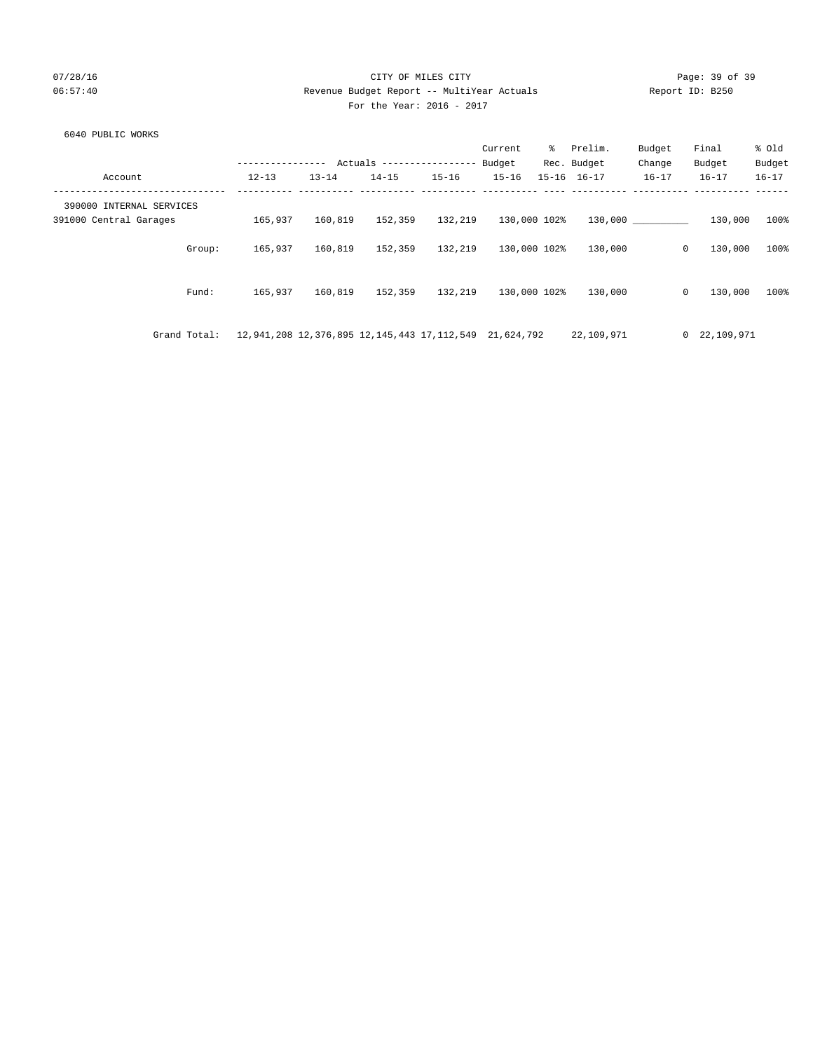CITY OF MILES CITY
Revenue Budget Report -- MultiYear Actuals
For the Year: 2016 - 2017

07/28/16 06:57:40 | Report ID: B250

6040 PUBLIC WORKS

| Account | Actuals 12-13 | Actuals 13-14 | Actuals 14-15 | Actuals 15-16 | Current Budget 15-16 | % Rec. 15-16 | Prelim. Budget 16-17 | Budget Change 16-17 | Final Budget 16-17 | % Old Budget 16-17 |
|---|---|---|---|---|---|---|---|---|---|---|
| 390000 INTERNAL SERVICES | | | | | | | | | | |
| 391000 Central Garages | 165,937 | 160,819 | 152,359 | 132,219 | 130,000 | 102% | 130,000 | __________ | 130,000 | 100% |
| Group: | 165,937 | 160,819 | 152,359 | 132,219 | 130,000 | 102% | 130,000 | 0 | 130,000 | 100% |
| Fund: | 165,937 | 160,819 | 152,359 | 132,219 | 130,000 | 102% | 130,000 | 0 | 130,000 | 100% |
| Grand Total: | 12,941,208 | 12,376,895 | 12,145,443 | 17,112,549 | 21,624,792 | | 22,109,971 | 0 | 22,109,971 | |